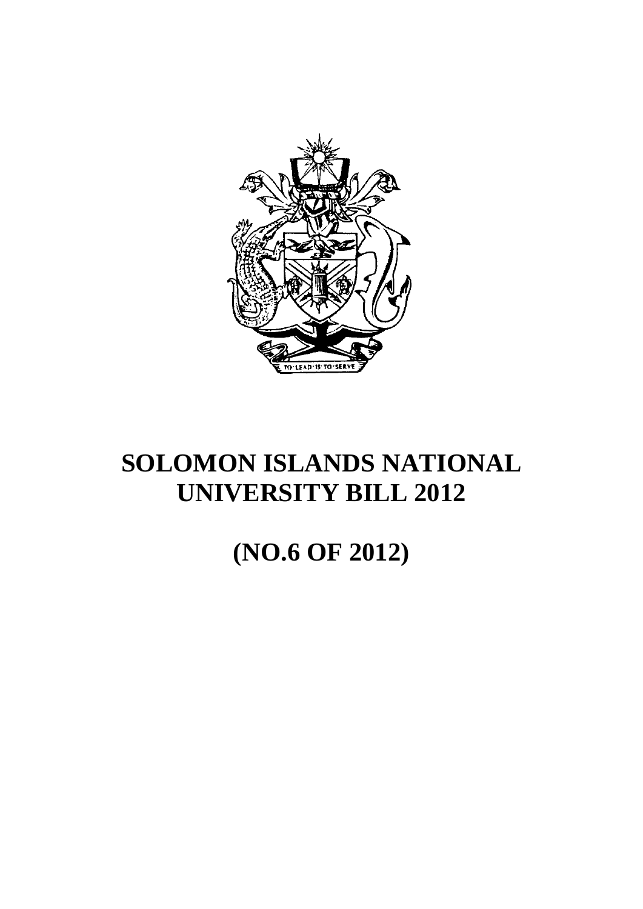# SOLOMON ISLANDS NATIONAL UNIVERSITY BILL 2012

# (NO.6 OF 2012)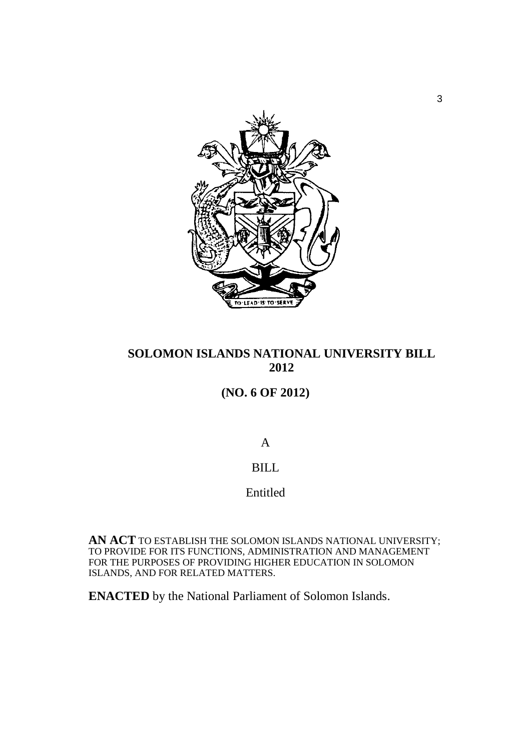# SOLOMON ISLANDS NATIONAL UNIVERSITY BILL 2012

## (NO. 6 OF 2012)

A

BILL

Entitled

**AN ACT** TO ESTABLISH THE SOLOMON ISLANDS NATIONAL UNIVERSITY; TO PROVIDE FOR ITS FUNCTIONS, ADMINISTRATION AND MANAGEMENT FOR THE PURPOSES OF PROVIDING HIGHER EDUCATION IN SOLOMON ISLANDS, AND FOR RELATED MATTERS.

**ENACTED** by the National Parliament of Solomon Islands.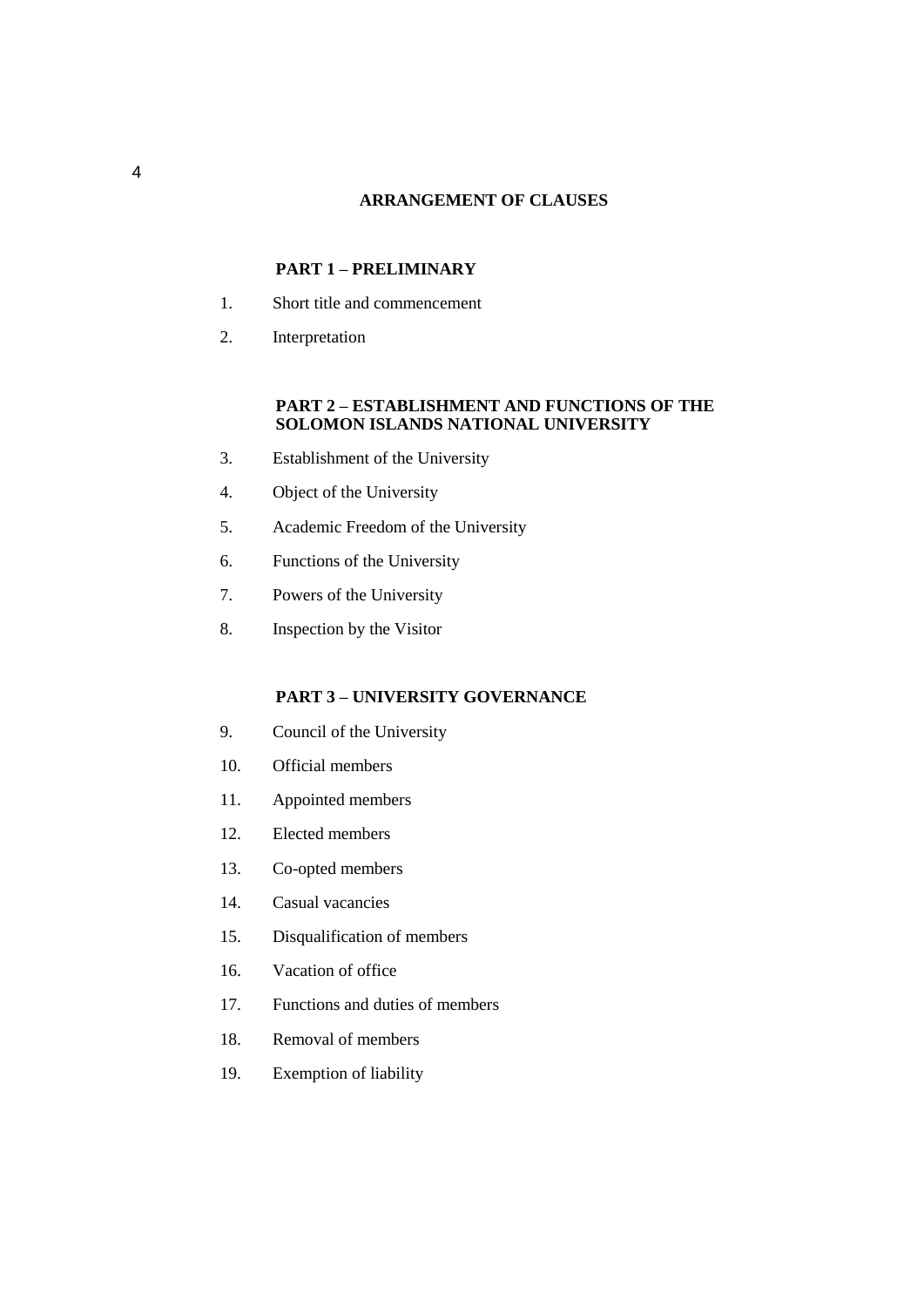## ARRANGEMENT OF CLAUSES

### PART 1 – PRELIMINARY

1. Short title and commencement
2. Interpretation

### PART 2 – ESTABLISHMENT AND FUNCTIONS OF THE SOLOMON ISLANDS NATIONAL UNIVERSITY

3. Establishment of the University
4. Object of the University
5. Academic Freedom of the University
6. Functions of the University
7. Powers of the University
8. Inspection by the Visitor

### PART 3 – UNIVERSITY GOVERNANCE

9. Council of the University
10. Official members
11. Appointed members
12. Elected members
13. Co-opted members
14. Casual vacancies
15. Disqualification of members
16. Vacation of office
17. Functions and duties of members
18. Removal of members
19. Exemption of liability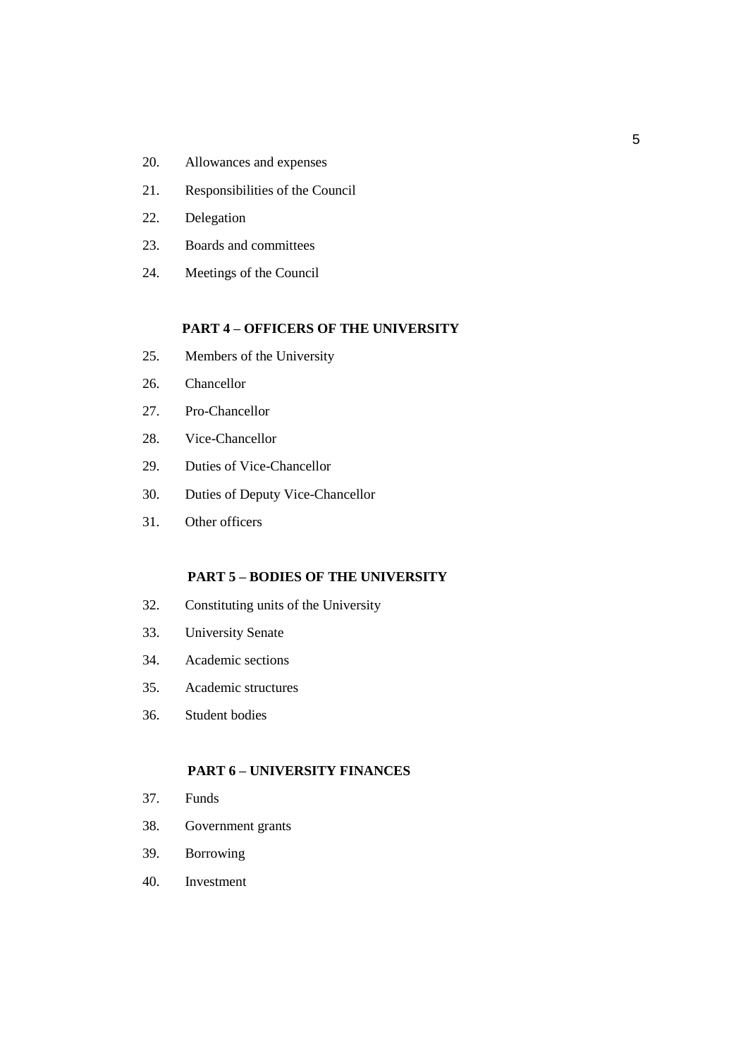20. Allowances and expenses
21. Responsibilities of the Council
22. Delegation
23. Boards and committees
24. Meetings of the Council

**PART 4 – OFFICERS OF THE UNIVERSITY**

25. Members of the University
26. Chancellor
27. Pro-Chancellor
28. Vice-Chancellor
29. Duties of Vice-Chancellor
30. Duties of Deputy Vice-Chancellor
31. Other officers

**PART 5 – BODIES OF THE UNIVERSITY**

32. Constituting units of the University
33. University Senate
34. Academic sections
35. Academic structures
36. Student bodies

**PART 6 – UNIVERSITY FINANCES**

37. Funds
38. Government grants
39. Borrowing
40. Investment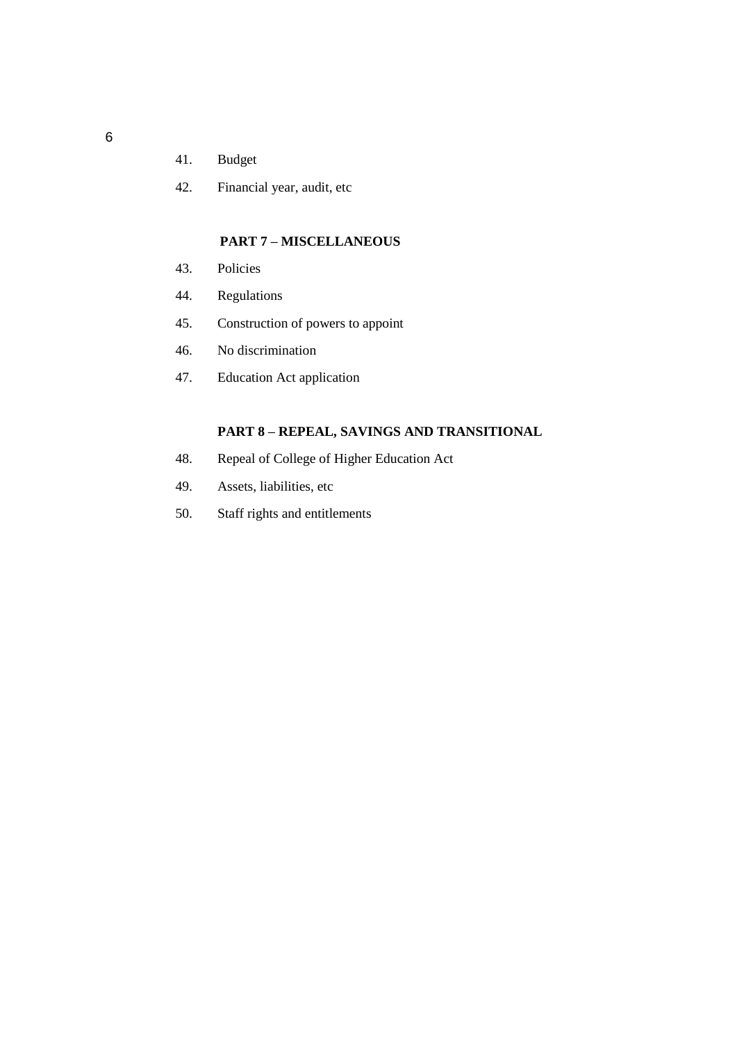41. Budget

42. Financial year, audit, etc

**PART 7 – MISCELLANEOUS**

43. Policies

44. Regulations

45. Construction of powers to appoint

46. No discrimination

47. Education Act application

**PART 8 – REPEAL, SAVINGS AND TRANSITIONAL**

48. Repeal of College of Higher Education Act

49. Assets, liabilities, etc

50. Staff rights and entitlements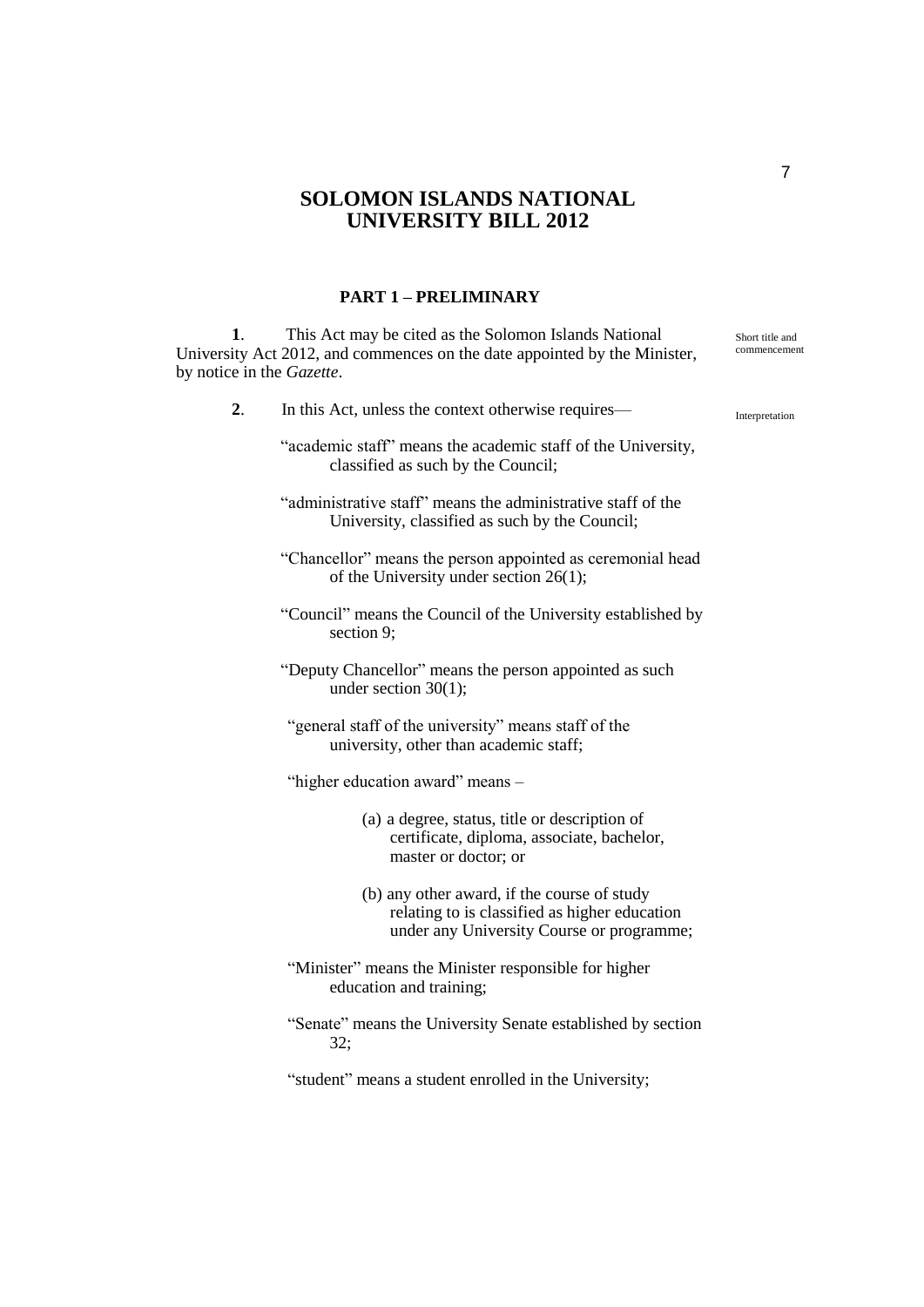# SOLOMON ISLANDS NATIONAL UNIVERSITY BILL 2012

## PART 1 – PRELIMINARY

**1**. This Act may be cited as the Solomon Islands National University Act 2012, and commences on the date appointed by the Minister, by notice in the *Gazette*. — Short title and commencement

**2**. In this Act, unless the context otherwise requires— — Interpretation

"academic staff" means the academic staff of the University, classified as such by the Council;

"administrative staff" means the administrative staff of the University, classified as such by the Council;

"Chancellor" means the person appointed as ceremonial head of the University under section 26(1);

"Council" means the Council of the University established by section 9;

"Deputy Chancellor" means the person appointed as such under section 30(1);

"general staff of the university" means staff of the university, other than academic staff;

"higher education award" means –

(a) a degree, status, title or description of certificate, diploma, associate, bachelor, master or doctor; or

(b) any other award, if the course of study relating to is classified as higher education under any University Course or programme;

"Minister" means the Minister responsible for higher education and training;

"Senate" means the University Senate established by section 32;

"student" means a student enrolled in the University;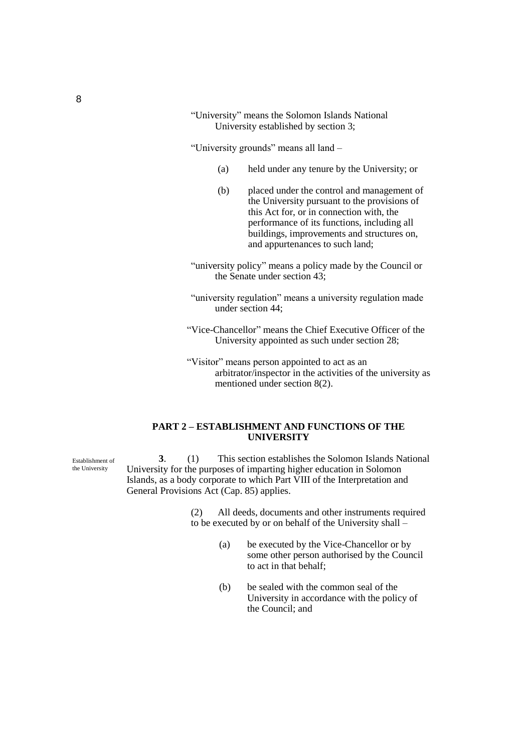"University" means the Solomon Islands National University established by section 3;

"University grounds" means all land –

(a) held under any tenure by the University; or

(b) placed under the control and management of the University pursuant to the provisions of this Act for, or in connection with, the performance of its functions, including all buildings, improvements and structures on, and appurtenances to such land;

"university policy" means a policy made by the Council or the Senate under section 43;

"university regulation" means a university regulation made under section 44;

"Vice-Chancellor" means the Chief Executive Officer of the University appointed as such under section 28;

"Visitor" means person appointed to act as an arbitrator/inspector in the activities of the university as mentioned under section 8(2).

## PART 2 – ESTABLISHMENT AND FUNCTIONS OF THE UNIVERSITY

Establishment of the University

**3**. (1) This section establishes the Solomon Islands National University for the purposes of imparting higher education in Solomon Islands, as a body corporate to which Part VIII of the Interpretation and General Provisions Act (Cap. 85) applies.

(2) All deeds, documents and other instruments required to be executed by or on behalf of the University shall –

(a) be executed by the Vice-Chancellor or by some other person authorised by the Council to act in that behalf;

(b) be sealed with the common seal of the University in accordance with the policy of the Council; and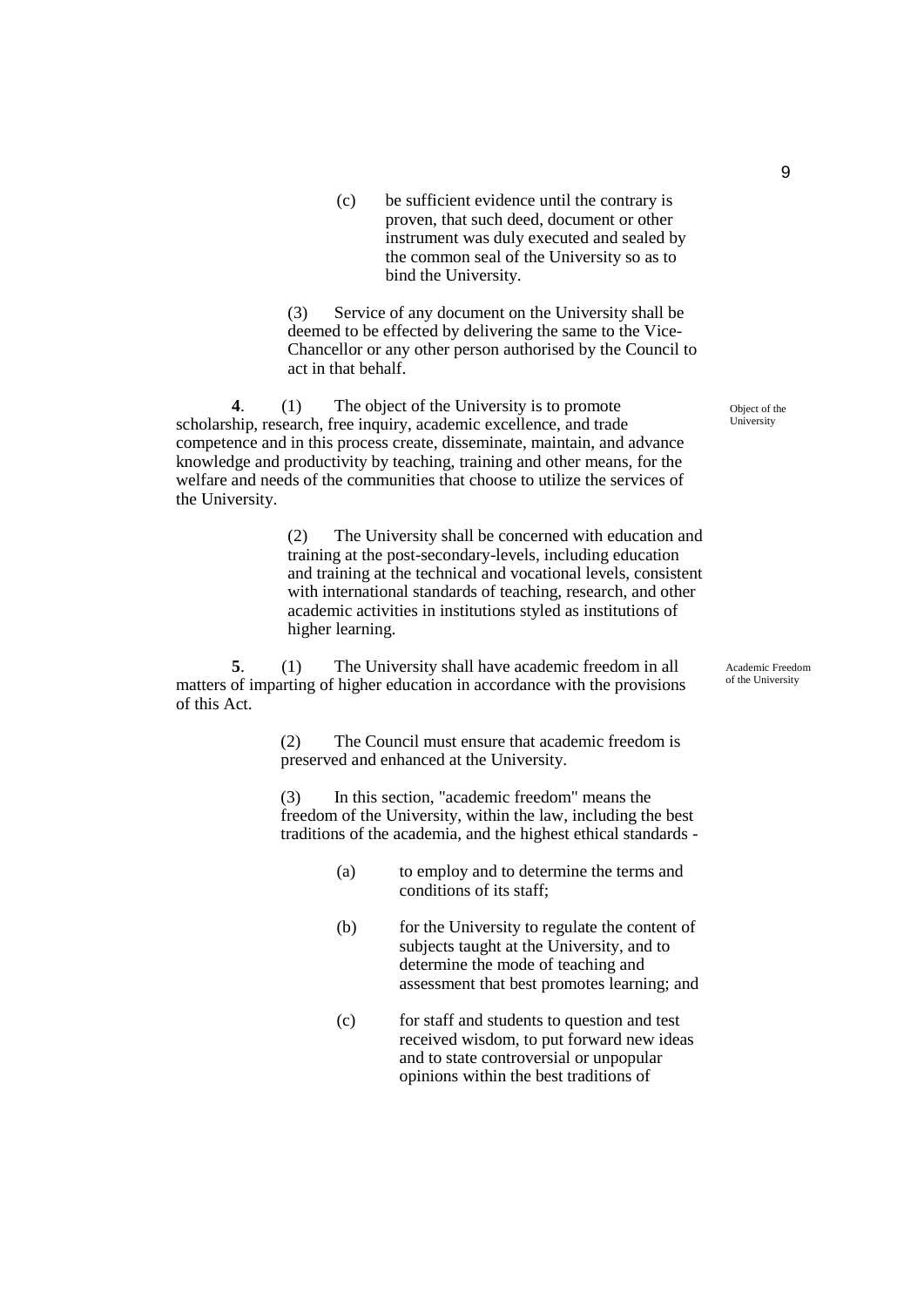(c) be sufficient evidence until the contrary is proven, that such deed, document or other instrument was duly executed and sealed by the common seal of the University so as to bind the University.

(3) Service of any document on the University shall be deemed to be effected by delivering the same to the Vice-Chancellor or any other person authorised by the Council to act in that behalf.

Object of the University

**4**. (1) The object of the University is to promote scholarship, research, free inquiry, academic excellence, and trade competence and in this process create, disseminate, maintain, and advance knowledge and productivity by teaching, training and other means, for the welfare and needs of the communities that choose to utilize the services of the University.

(2) The University shall be concerned with education and training at the post-secondary-levels, including education and training at the technical and vocational levels, consistent with international standards of teaching, research, and other academic activities in institutions styled as institutions of higher learning.

Academic Freedom of the University

**5**. (1) The University shall have academic freedom in all matters of imparting of higher education in accordance with the provisions of this Act.

(2) The Council must ensure that academic freedom is preserved and enhanced at the University.

(3) In this section, "academic freedom" means the freedom of the University, within the law, including the best traditions of the academia, and the highest ethical standards -

(a) to employ and to determine the terms and conditions of its staff;

(b) for the University to regulate the content of subjects taught at the University, and to determine the mode of teaching and assessment that best promotes learning; and

(c) for staff and students to question and test received wisdom, to put forward new ideas and to state controversial or unpopular opinions within the best traditions of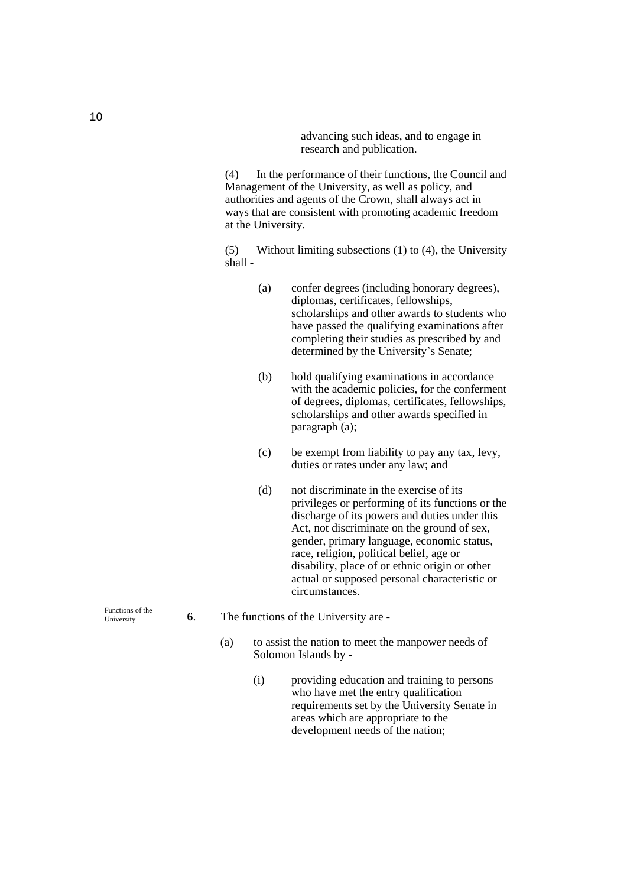advancing such ideas, and to engage in research and publication.

(4) In the performance of their functions, the Council and Management of the University, as well as policy, and authorities and agents of the Crown, shall always act in ways that are consistent with promoting academic freedom at the University.

(5) Without limiting subsections (1) to (4), the University shall -

(a) confer degrees (including honorary degrees), diplomas, certificates, fellowships, scholarships and other awards to students who have passed the qualifying examinations after completing their studies as prescribed by and determined by the University's Senate;

(b) hold qualifying examinations in accordance with the academic policies, for the conferment of degrees, diplomas, certificates, fellowships, scholarships and other awards specified in paragraph (a);

(c) be exempt from liability to pay any tax, levy, duties or rates under any law; and

(d) not discriminate in the exercise of its privileges or performing of its functions or the discharge of its powers and duties under this Act, not discriminate on the ground of sex, gender, primary language, economic status, race, religion, political belief, age or disability, place of or ethnic origin or other actual or supposed personal characteristic or circumstances.

Functions of the University

**6**. The functions of the University are -

(a) to assist the nation to meet the manpower needs of Solomon Islands by -

(i) providing education and training to persons who have met the entry qualification requirements set by the University Senate in areas which are appropriate to the development needs of the nation;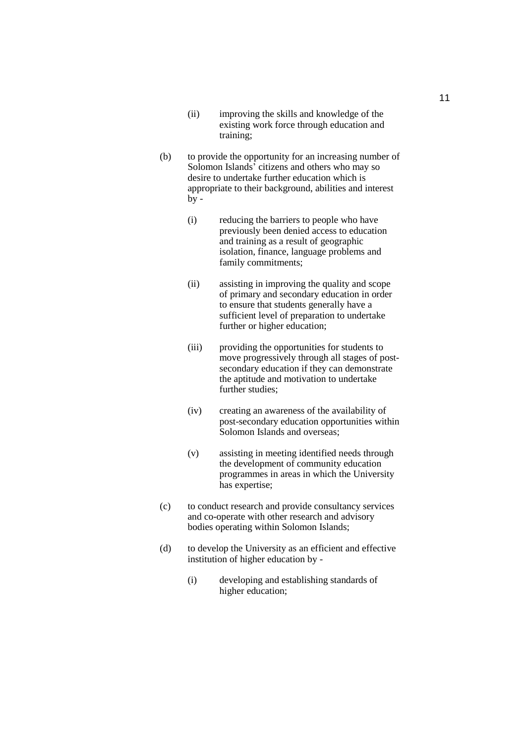(ii) improving the skills and knowledge of the existing work force through education and training;

(b) to provide the opportunity for an increasing number of Solomon Islands' citizens and others who may so desire to undertake further education which is appropriate to their background, abilities and interest by -

(i) reducing the barriers to people who have previously been denied access to education and training as a result of geographic isolation, finance, language problems and family commitments;

(ii) assisting in improving the quality and scope of primary and secondary education in order to ensure that students generally have a sufficient level of preparation to undertake further or higher education;

(iii) providing the opportunities for students to move progressively through all stages of post-secondary education if they can demonstrate the aptitude and motivation to undertake further studies;

(iv) creating an awareness of the availability of post-secondary education opportunities within Solomon Islands and overseas;

(v) assisting in meeting identified needs through the development of community education programmes in areas in which the University has expertise;

(c) to conduct research and provide consultancy services and co-operate with other research and advisory bodies operating within Solomon Islands;

(d) to develop the University as an efficient and effective institution of higher education by -

(i) developing and establishing standards of higher education;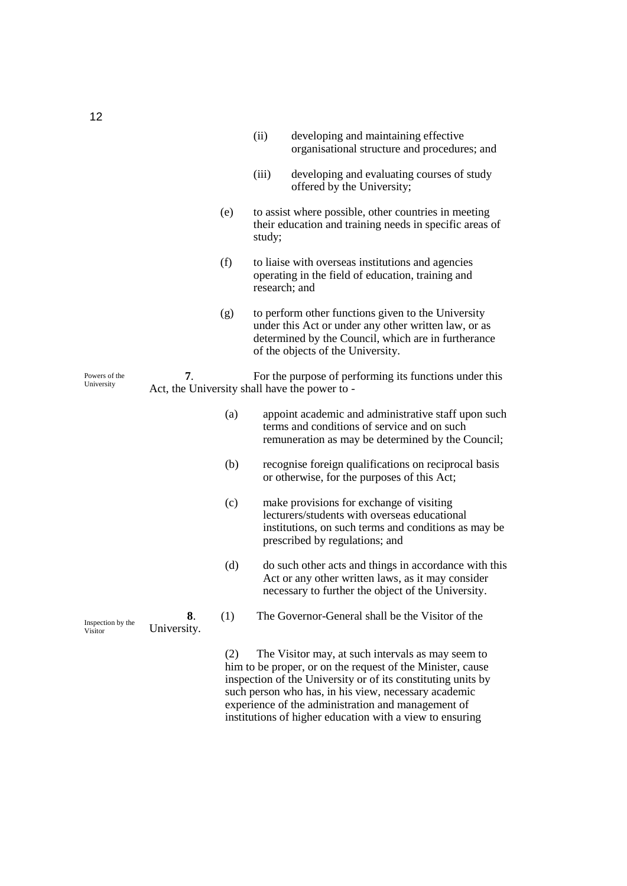(ii) developing and maintaining effective organisational structure and procedures; and

(iii) developing and evaluating courses of study offered by the University;

(e) to assist where possible, other countries in meeting their education and training needs in specific areas of study;

(f) to liaise with overseas institutions and agencies operating in the field of education, training and research; and

(g) to perform other functions given to the University under this Act or under any other written law, or as determined by the Council, which are in furtherance of the objects of the University.

Powers of the University

**7**. For the purpose of performing its functions under this Act, the University shall have the power to -

(a) appoint academic and administrative staff upon such terms and conditions of service and on such remuneration as may be determined by the Council;

(b) recognise foreign qualifications on reciprocal basis or otherwise, for the purposes of this Act;

(c) make provisions for exchange of visiting lecturers/students with overseas educational institutions, on such terms and conditions as may be prescribed by regulations; and

(d) do such other acts and things in accordance with this Act or any other written laws, as it may consider necessary to further the object of the University.

Inspection by the Visitor

**8**. (1) The Governor-General shall be the Visitor of the University.

(2) The Visitor may, at such intervals as may seem to him to be proper, or on the request of the Minister, cause inspection of the University or of its constituting units by such person who has, in his view, necessary academic experience of the administration and management of institutions of higher education with a view to ensuring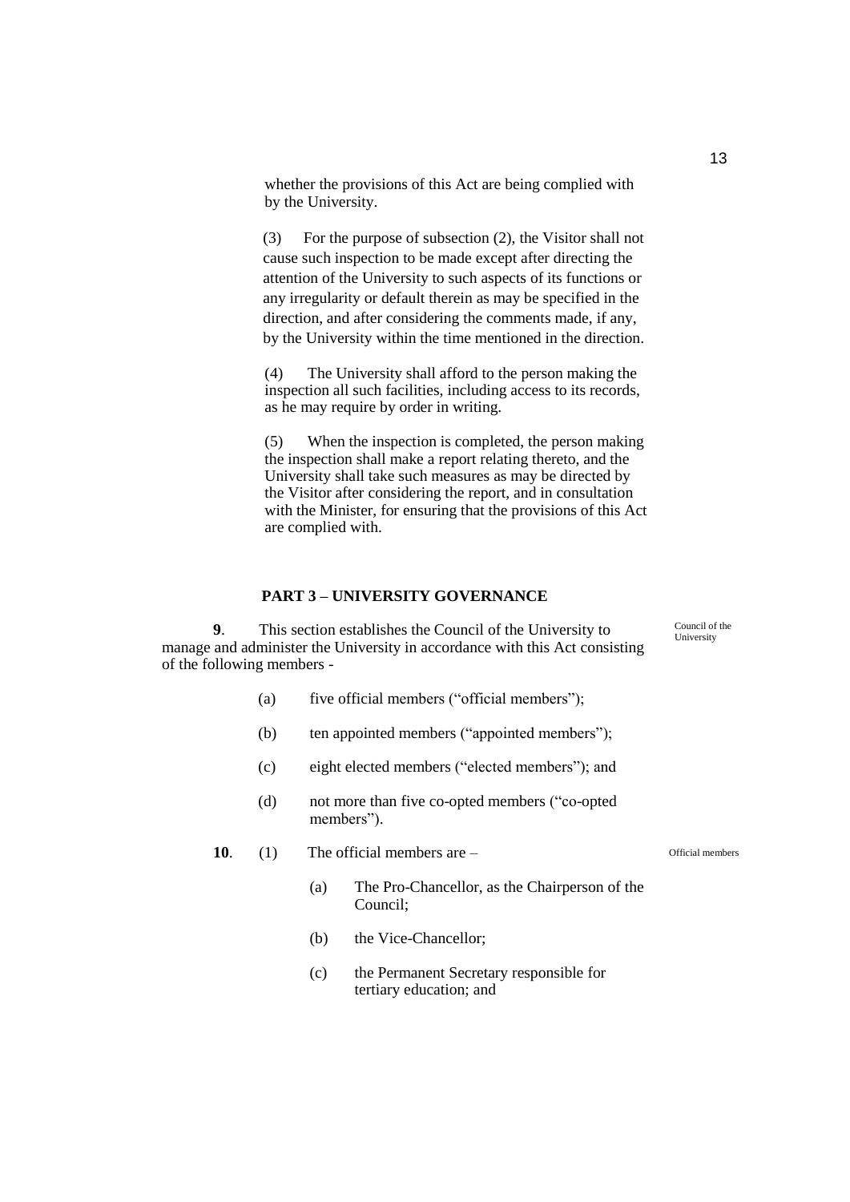whether the provisions of this Act are being complied with by the University.

(3) For the purpose of subsection (2), the Visitor shall not cause such inspection to be made except after directing the attention of the University to such aspects of its functions or any irregularity or default therein as may be specified in the direction, and after considering the comments made, if any, by the University within the time mentioned in the direction.

(4) The University shall afford to the person making the inspection all such facilities, including access to its records, as he may require by order in writing.

(5) When the inspection is completed, the person making the inspection shall make a report relating thereto, and the University shall take such measures as may be directed by the Visitor after considering the report, and in consultation with the Minister, for ensuring that the provisions of this Act are complied with.

## PART 3 – UNIVERSITY GOVERNANCE

*Council of the University*

**9**. This section establishes the Council of the University to manage and administer the University in accordance with this Act consisting of the following members -

(a) five official members ("official members");

(b) ten appointed members ("appointed members");

(c) eight elected members ("elected members"); and

(d) not more than five co-opted members ("co-opted members").

*Official members*

**10**. (1) The official members are –

(a) The Pro-Chancellor, as the Chairperson of the Council;

(b) the Vice-Chancellor;

(c) the Permanent Secretary responsible for tertiary education; and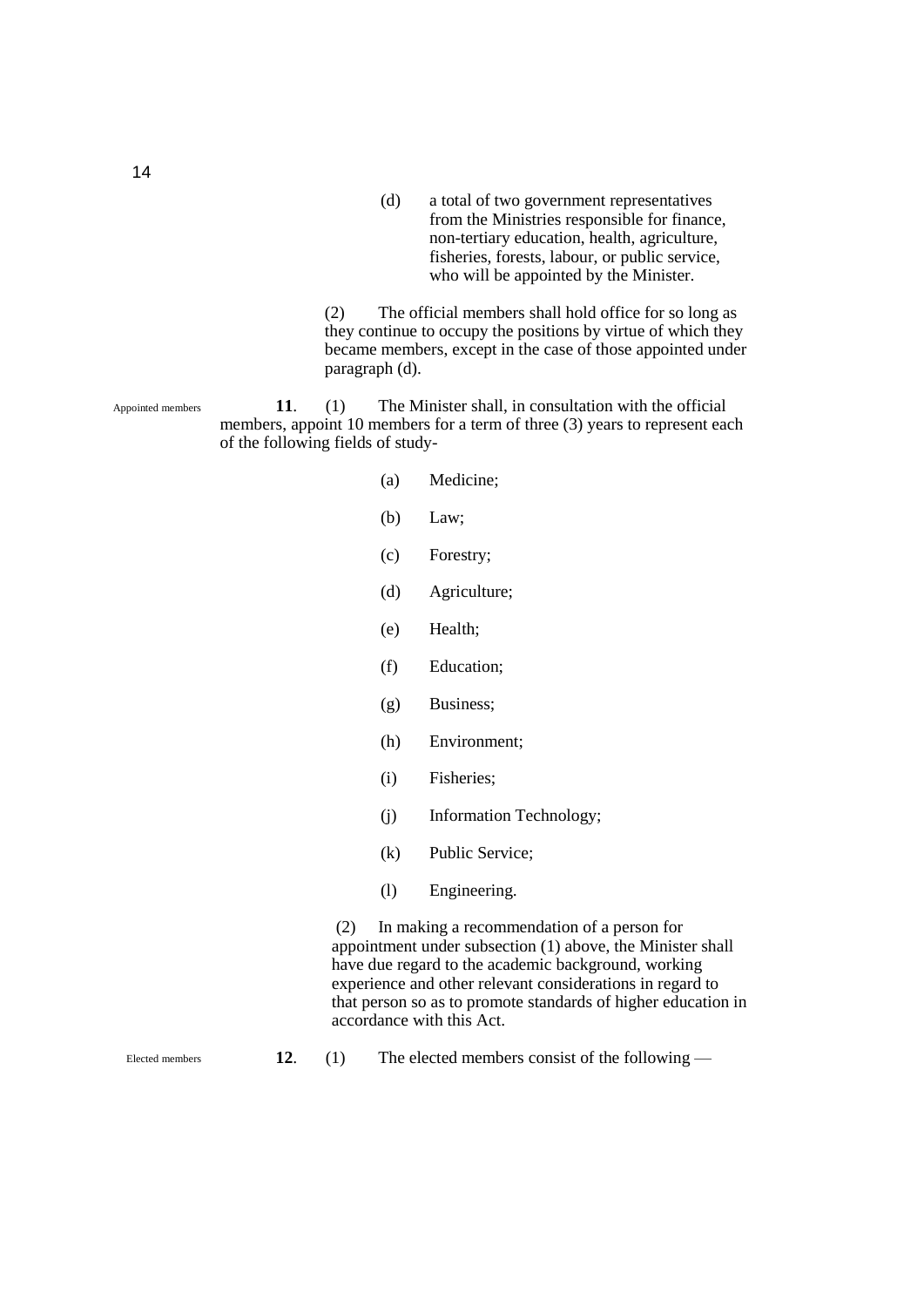(d) a total of two government representatives from the Ministries responsible for finance, non-tertiary education, health, agriculture, fisheries, forests, labour, or public service, who will be appointed by the Minister.

(2) The official members shall hold office for so long as they continue to occupy the positions by virtue of which they became members, except in the case of those appointed under paragraph (d).

Appointed members

**11**. (1) The Minister shall, in consultation with the official members, appoint 10 members for a term of three (3) years to represent each of the following fields of study-

(a) Medicine;

(b) Law;

(c) Forestry;

(d) Agriculture;

(e) Health;

(f) Education;

(g) Business;

(h) Environment;

(i) Fisheries;

(j) Information Technology;

(k) Public Service;

(l) Engineering.

(2) In making a recommendation of a person for appointment under subsection (1) above, the Minister shall have due regard to the academic background, working experience and other relevant considerations in regard to that person so as to promote standards of higher education in accordance with this Act.

Elected members

**12**. (1) The elected members consist of the following —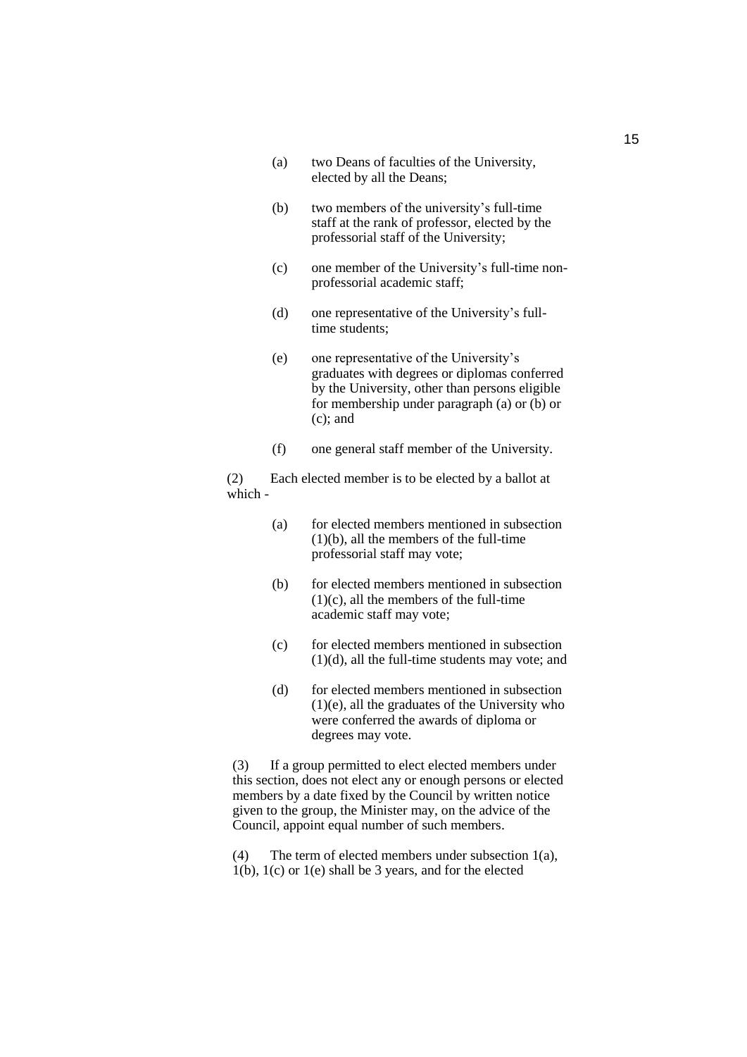(a) two Deans of faculties of the University, elected by all the Deans;

(b) two members of the university's full-time staff at the rank of professor, elected by the professorial staff of the University;

(c) one member of the University's full-time non-professorial academic staff;

(d) one representative of the University's full-time students;

(e) one representative of the University's graduates with degrees or diplomas conferred by the University, other than persons eligible for membership under paragraph (a) or (b) or (c); and

(f) one general staff member of the University.

(2) Each elected member is to be elected by a ballot at which -

(a) for elected members mentioned in subsection (1)(b), all the members of the full-time professorial staff may vote;

(b) for elected members mentioned in subsection (1)(c), all the members of the full-time academic staff may vote;

(c) for elected members mentioned in subsection (1)(d), all the full-time students may vote; and

(d) for elected members mentioned in subsection (1)(e), all the graduates of the University who were conferred the awards of diploma or degrees may vote.

(3) If a group permitted to elect elected members under this section, does not elect any or enough persons or elected members by a date fixed by the Council by written notice given to the group, the Minister may, on the advice of the Council, appoint equal number of such members.

(4) The term of elected members under subsection 1(a), 1(b), 1(c) or 1(e) shall be 3 years, and for the elected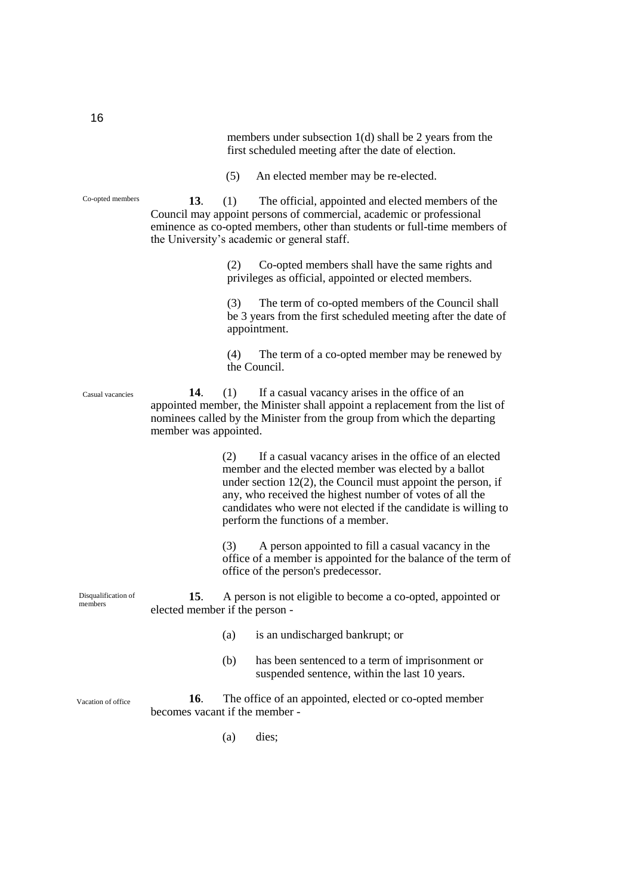members under subsection 1(d) shall be 2 years from the first scheduled meeting after the date of election.

(5) An elected member may be re-elected.

Co-opted members

**13**. (1) The official, appointed and elected members of the Council may appoint persons of commercial, academic or professional eminence as co-opted members, other than students or full-time members of the University's academic or general staff.

(2) Co-opted members shall have the same rights and privileges as official, appointed or elected members.

(3) The term of co-opted members of the Council shall be 3 years from the first scheduled meeting after the date of appointment.

(4) The term of a co-opted member may be renewed by the Council.

Casual vacancies

**14**. (1) If a casual vacancy arises in the office of an appointed member, the Minister shall appoint a replacement from the list of nominees called by the Minister from the group from which the departing member was appointed.

(2) If a casual vacancy arises in the office of an elected member and the elected member was elected by a ballot under section 12(2), the Council must appoint the person, if any, who received the highest number of votes of all the candidates who were not elected if the candidate is willing to perform the functions of a member.

(3) A person appointed to fill a casual vacancy in the office of a member is appointed for the balance of the term of office of the person's predecessor.

Disqualification of members

**15**. A person is not eligible to become a co-opted, appointed or elected member if the person -

(a) is an undischarged bankrupt; or

(b) has been sentenced to a term of imprisonment or suspended sentence, within the last 10 years.

Vacation of office

**16**. The office of an appointed, elected or co-opted member becomes vacant if the member -

(a) dies;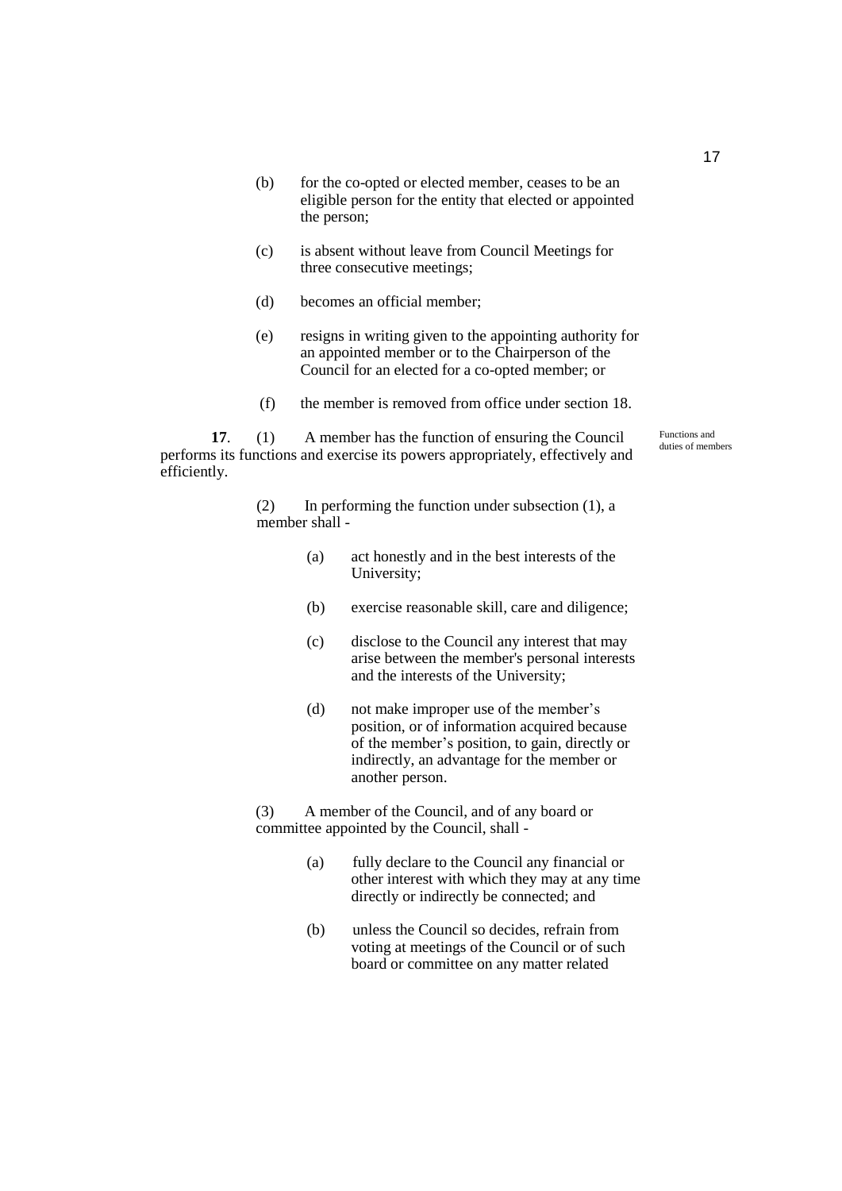(b) for the co-opted or elected member, ceases to be an eligible person for the entity that elected or appointed the person;

(c) is absent without leave from Council Meetings for three consecutive meetings;

(d) becomes an official member;

(e) resigns in writing given to the appointing authority for an appointed member or to the Chairperson of the Council for an elected for a co-opted member; or

(f) the member is removed from office under section 18.

*Functions and duties of members*

**17**. (1) A member has the function of ensuring the Council performs its functions and exercise its powers appropriately, effectively and efficiently.

(2) In performing the function under subsection (1), a member shall -

(a) act honestly and in the best interests of the University;

(b) exercise reasonable skill, care and diligence;

(c) disclose to the Council any interest that may arise between the member's personal interests and the interests of the University;

(d) not make improper use of the member's position, or of information acquired because of the member's position, to gain, directly or indirectly, an advantage for the member or another person.

(3) A member of the Council, and of any board or committee appointed by the Council, shall -

(a) fully declare to the Council any financial or other interest with which they may at any time directly or indirectly be connected; and

(b) unless the Council so decides, refrain from voting at meetings of the Council or of such board or committee on any matter related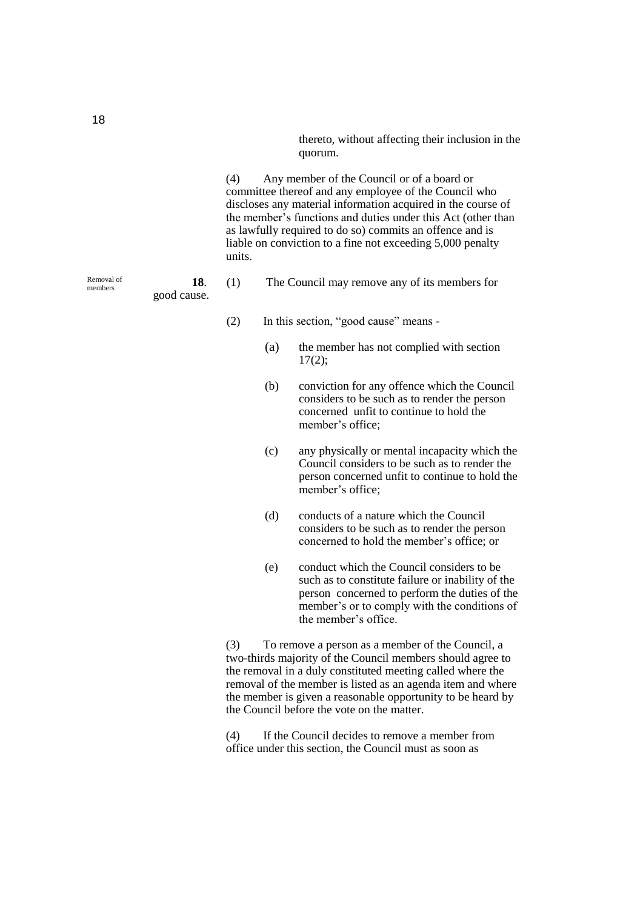thereto, without affecting their inclusion in the quorum.

(4) Any member of the Council or of a board or committee thereof and any employee of the Council who discloses any material information acquired in the course of the member's functions and duties under this Act (other than as lawfully required to do so) commits an offence and is liable on conviction to a fine not exceeding 5,000 penalty units.

Removal of members

**18**. (1) The Council may remove any of its members for good cause.

(2) In this section, "good cause" means -

(a) the member has not complied with section 17(2);

(b) conviction for any offence which the Council considers to be such as to render the person concerned unfit to continue to hold the member's office;

(c) any physically or mental incapacity which the Council considers to be such as to render the person concerned unfit to continue to hold the member's office;

(d) conducts of a nature which the Council considers to be such as to render the person concerned to hold the member's office; or

(e) conduct which the Council considers to be such as to constitute failure or inability of the person concerned to perform the duties of the member's or to comply with the conditions of the member's office.

(3) To remove a person as a member of the Council, a two-thirds majority of the Council members should agree to the removal in a duly constituted meeting called where the removal of the member is listed as an agenda item and where the member is given a reasonable opportunity to be heard by the Council before the vote on the matter.

(4) If the Council decides to remove a member from office under this section, the Council must as soon as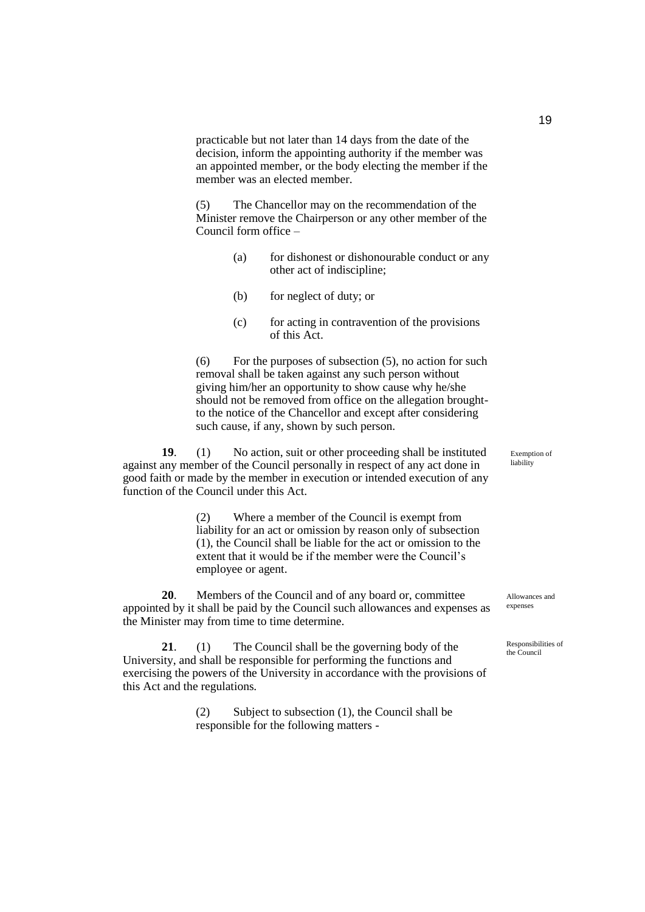practicable but not later than 14 days from the date of the decision, inform the appointing authority if the member was an appointed member, or the body electing the member if the member was an elected member.

(5) The Chancellor may on the recommendation of the Minister remove the Chairperson or any other member of the Council form office –

(a) for dishonest or dishonourable conduct or any other act of indiscipline;

(b) for neglect of duty; or

(c) for acting in contravention of the provisions of this Act.

(6) For the purposes of subsection (5), no action for such removal shall be taken against any such person without giving him/her an opportunity to show cause why he/she should not be removed from office on the allegation brought-to the notice of the Chancellor and except after considering such cause, if any, shown by such person.

*Exemption of liability*

**19**. (1) No action, suit or other proceeding shall be instituted against any member of the Council personally in respect of any act done in good faith or made by the member in execution or intended execution of any function of the Council under this Act.

(2) Where a member of the Council is exempt from liability for an act or omission by reason only of subsection (1), the Council shall be liable for the act or omission to the extent that it would be if the member were the Council's employee or agent.

*Allowances and expenses*

**20**. Members of the Council and of any board or, committee appointed by it shall be paid by the Council such allowances and expenses as the Minister may from time to time determine.

*Responsibilities of the Council*

**21**. (1) The Council shall be the governing body of the University, and shall be responsible for performing the functions and exercising the powers of the University in accordance with the provisions of this Act and the regulations.

(2) Subject to subsection (1), the Council shall be responsible for the following matters -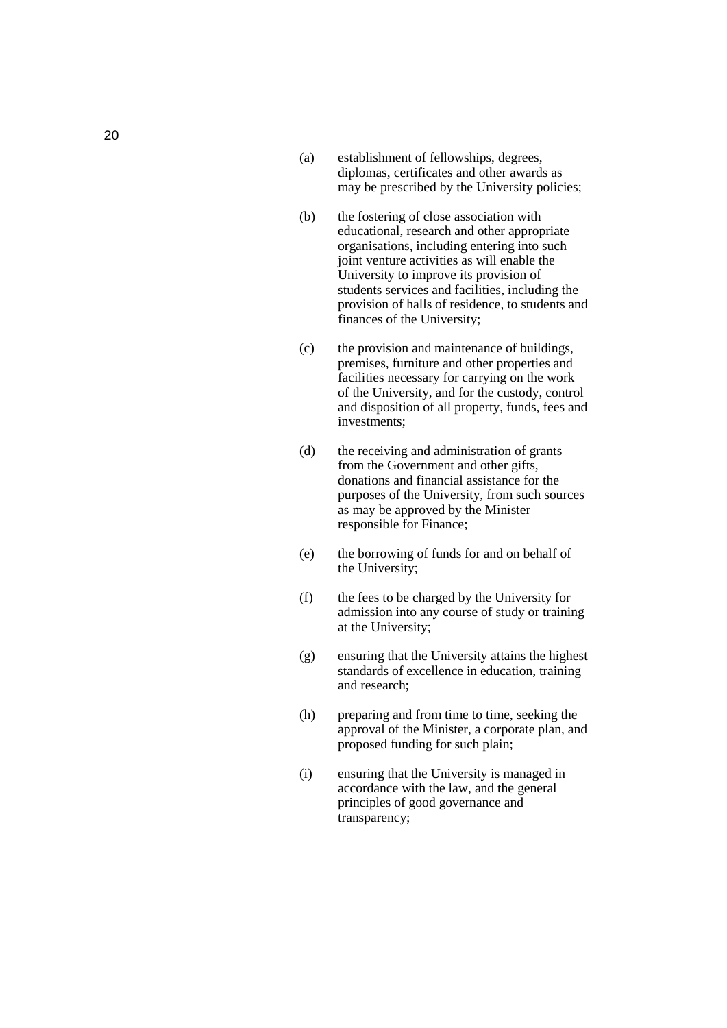(a) establishment of fellowships, degrees, diplomas, certificates and other awards as may be prescribed by the University policies;

(b) the fostering of close association with educational, research and other appropriate organisations, including entering into such joint venture activities as will enable the University to improve its provision of students services and facilities, including the provision of halls of residence, to students and finances of the University;

(c) the provision and maintenance of buildings, premises, furniture and other properties and facilities necessary for carrying on the work of the University, and for the custody, control and disposition of all property, funds, fees and investments;

(d) the receiving and administration of grants from the Government and other gifts, donations and financial assistance for the purposes of the University, from such sources as may be approved by the Minister responsible for Finance;

(e) the borrowing of funds for and on behalf of the University;

(f) the fees to be charged by the University for admission into any course of study or training at the University;

(g) ensuring that the University attains the highest standards of excellence in education, training and research;

(h) preparing and from time to time, seeking the approval of the Minister, a corporate plan, and proposed funding for such plain;

(i) ensuring that the University is managed in accordance with the law, and the general principles of good governance and transparency;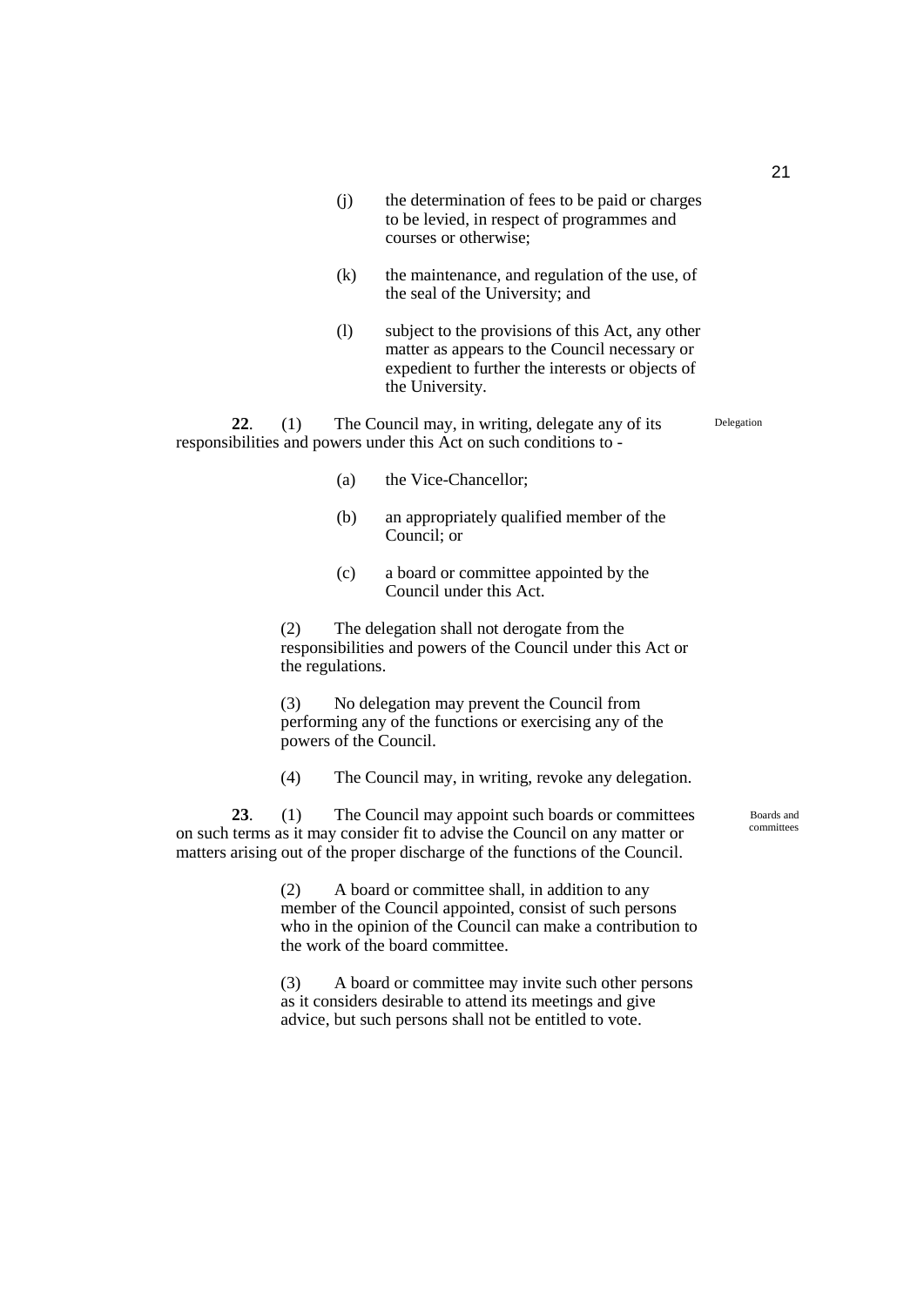(j) the determination of fees to be paid or charges to be levied, in respect of programmes and courses or otherwise;

(k) the maintenance, and regulation of the use, of the seal of the University; and

(l) subject to the provisions of this Act, any other matter as appears to the Council necessary or expedient to further the interests or objects of the University.

Delegation

**22**. (1) The Council may, in writing, delegate any of its responsibilities and powers under this Act on such conditions to -

(a) the Vice-Chancellor;

(b) an appropriately qualified member of the Council; or

(c) a board or committee appointed by the Council under this Act.

(2) The delegation shall not derogate from the responsibilities and powers of the Council under this Act or the regulations.

(3) No delegation may prevent the Council from performing any of the functions or exercising any of the powers of the Council.

(4) The Council may, in writing, revoke any delegation.

Boards and committees

**23**. (1) The Council may appoint such boards or committees on such terms as it may consider fit to advise the Council on any matter or matters arising out of the proper discharge of the functions of the Council.

(2) A board or committee shall, in addition to any member of the Council appointed, consist of such persons who in the opinion of the Council can make a contribution to the work of the board committee.

(3) A board or committee may invite such other persons as it considers desirable to attend its meetings and give advice, but such persons shall not be entitled to vote.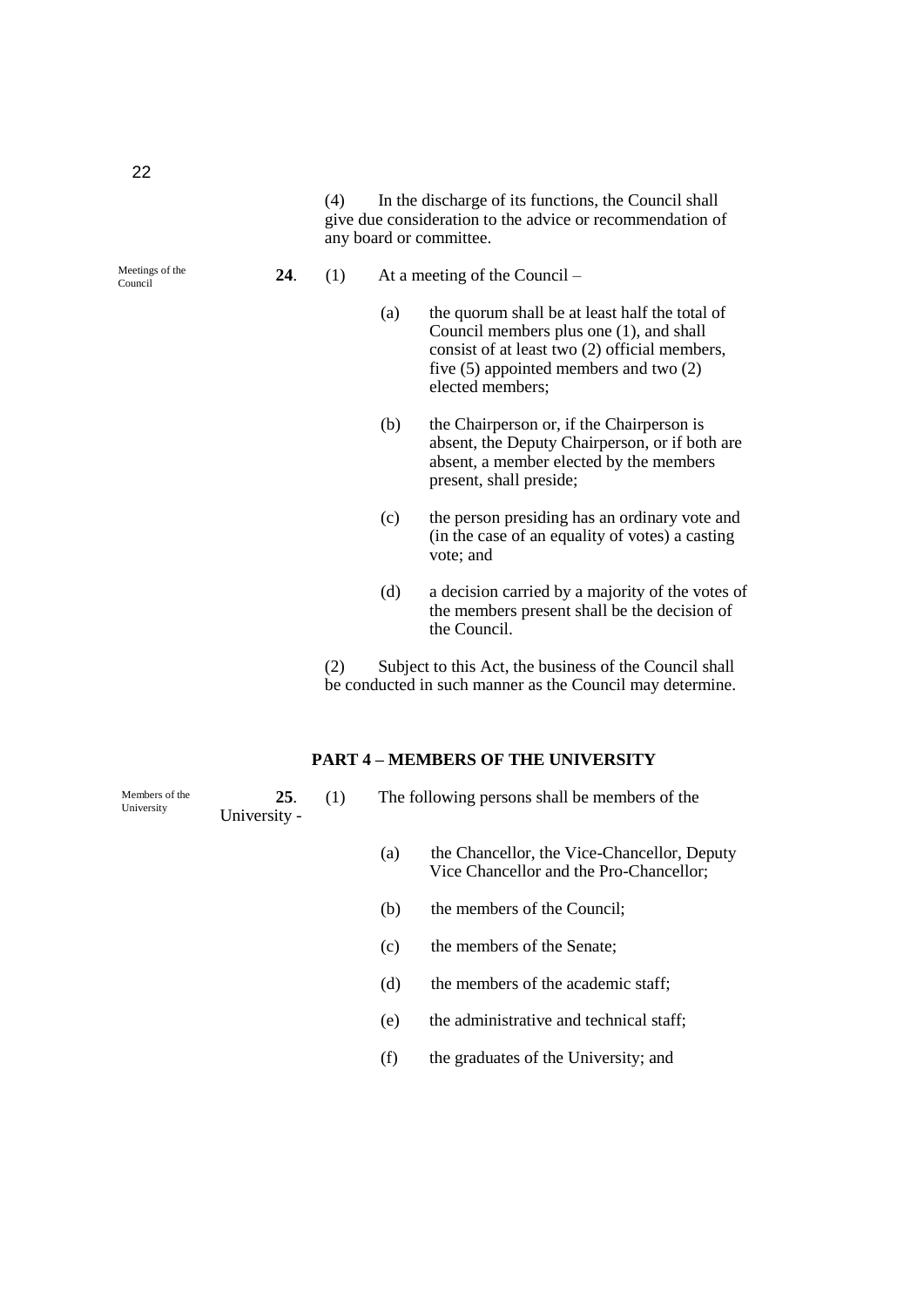(4) In the discharge of its functions, the Council shall give due consideration to the advice or recommendation of any board or committee.

Meetings of the Council

**24**. (1) At a meeting of the Council –

(a) the quorum shall be at least half the total of Council members plus one (1), and shall consist of at least two (2) official members, five (5) appointed members and two (2) elected members;

(b) the Chairperson or, if the Chairperson is absent, the Deputy Chairperson, or if both are absent, a member elected by the members present, shall preside;

(c) the person presiding has an ordinary vote and (in the case of an equality of votes) a casting vote; and

(d) a decision carried by a majority of the votes of the members present shall be the decision of the Council.

(2) Subject to this Act, the business of the Council shall be conducted in such manner as the Council may determine.

## PART 4 – MEMBERS OF THE UNIVERSITY

Members of the University

**25**. (1) The following persons shall be members of the University -

(a) the Chancellor, the Vice-Chancellor, Deputy Vice Chancellor and the Pro-Chancellor;

(b) the members of the Council;

(c) the members of the Senate;

(d) the members of the academic staff;

(e) the administrative and technical staff;

(f) the graduates of the University; and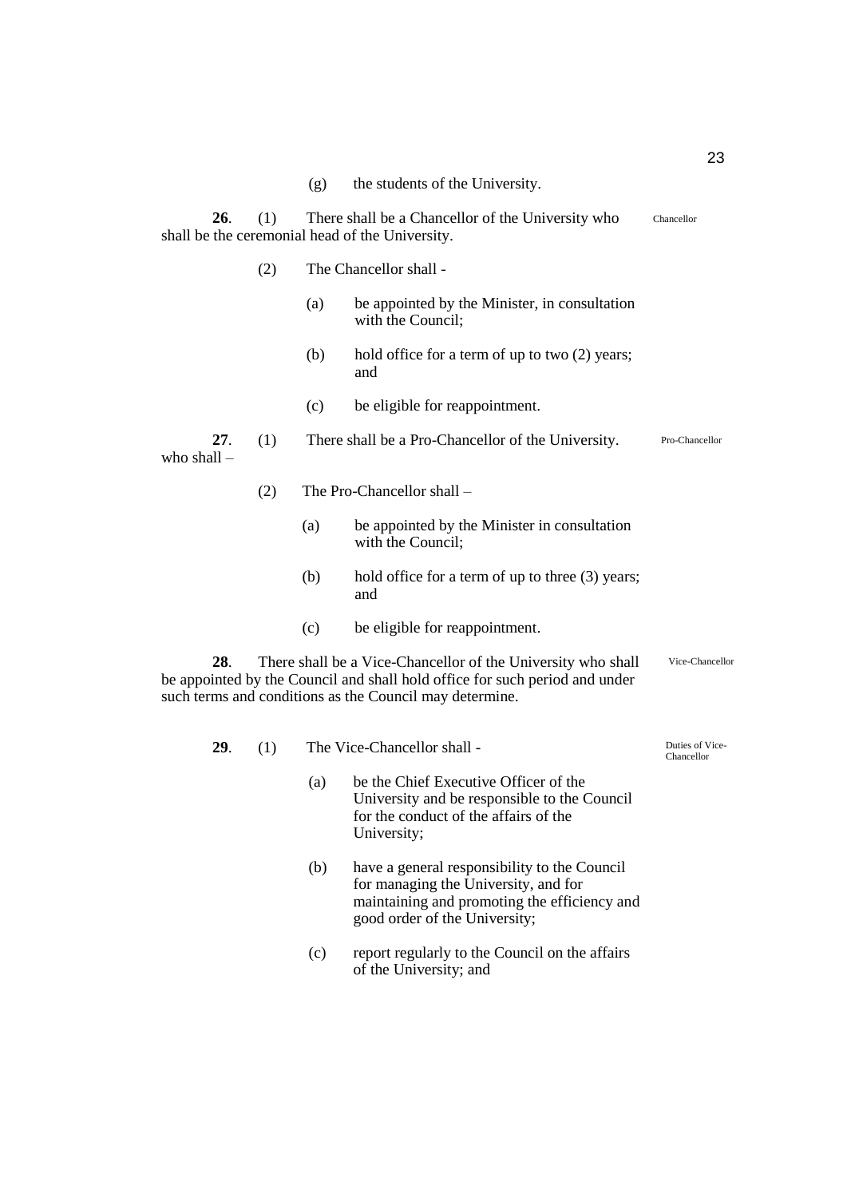(g) the students of the University.

**26**. (1) There shall be a Chancellor of the University who shall be the ceremonial head of the University. Chancellor

(2) The Chancellor shall -

(a) be appointed by the Minister, in consultation with the Council;

(b) hold office for a term of up to two (2) years; and

(c) be eligible for reappointment.

**27**. (1) There shall be a Pro-Chancellor of the University. who shall – Pro-Chancellor

(2) The Pro-Chancellor shall –

(a) be appointed by the Minister in consultation with the Council;

(b) hold office for a term of up to three (3) years; and

(c) be eligible for reappointment.

**28**. There shall be a Vice-Chancellor of the University who shall be appointed by the Council and shall hold office for such period and under such terms and conditions as the Council may determine. Vice-Chancellor

**29**. (1) The Vice-Chancellor shall - Duties of Vice-Chancellor

(a) be the Chief Executive Officer of the University and be responsible to the Council for the conduct of the affairs of the University;

(b) have a general responsibility to the Council for managing the University, and for maintaining and promoting the efficiency and good order of the University;

(c) report regularly to the Council on the affairs of the University; and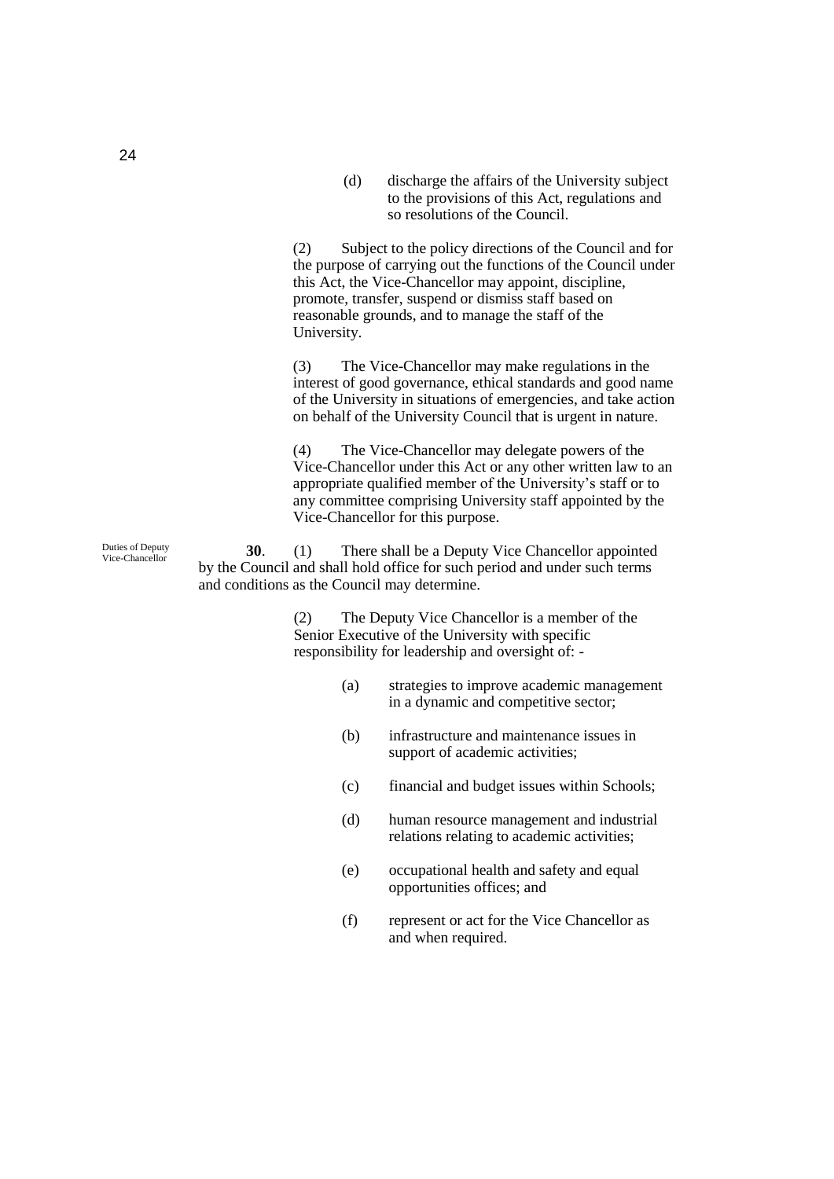(d) discharge the affairs of the University subject to the provisions of this Act, regulations and so resolutions of the Council.

(2) Subject to the policy directions of the Council and for the purpose of carrying out the functions of the Council under this Act, the Vice-Chancellor may appoint, discipline, promote, transfer, suspend or dismiss staff based on reasonable grounds, and to manage the staff of the University.

(3) The Vice-Chancellor may make regulations in the interest of good governance, ethical standards and good name of the University in situations of emergencies, and take action on behalf of the University Council that is urgent in nature.

(4) The Vice-Chancellor may delegate powers of the Vice-Chancellor under this Act or any other written law to an appropriate qualified member of the University's staff or to any committee comprising University staff appointed by the Vice-Chancellor for this purpose.

Duties of Deputy Vice-Chancellor

**30**. (1) There shall be a Deputy Vice Chancellor appointed by the Council and shall hold office for such period and under such terms and conditions as the Council may determine.

(2) The Deputy Vice Chancellor is a member of the Senior Executive of the University with specific responsibility for leadership and oversight of: -

(a) strategies to improve academic management in a dynamic and competitive sector;

(b) infrastructure and maintenance issues in support of academic activities;

(c) financial and budget issues within Schools;

(d) human resource management and industrial relations relating to academic activities;

(e) occupational health and safety and equal opportunities offices; and

(f) represent or act for the Vice Chancellor as and when required.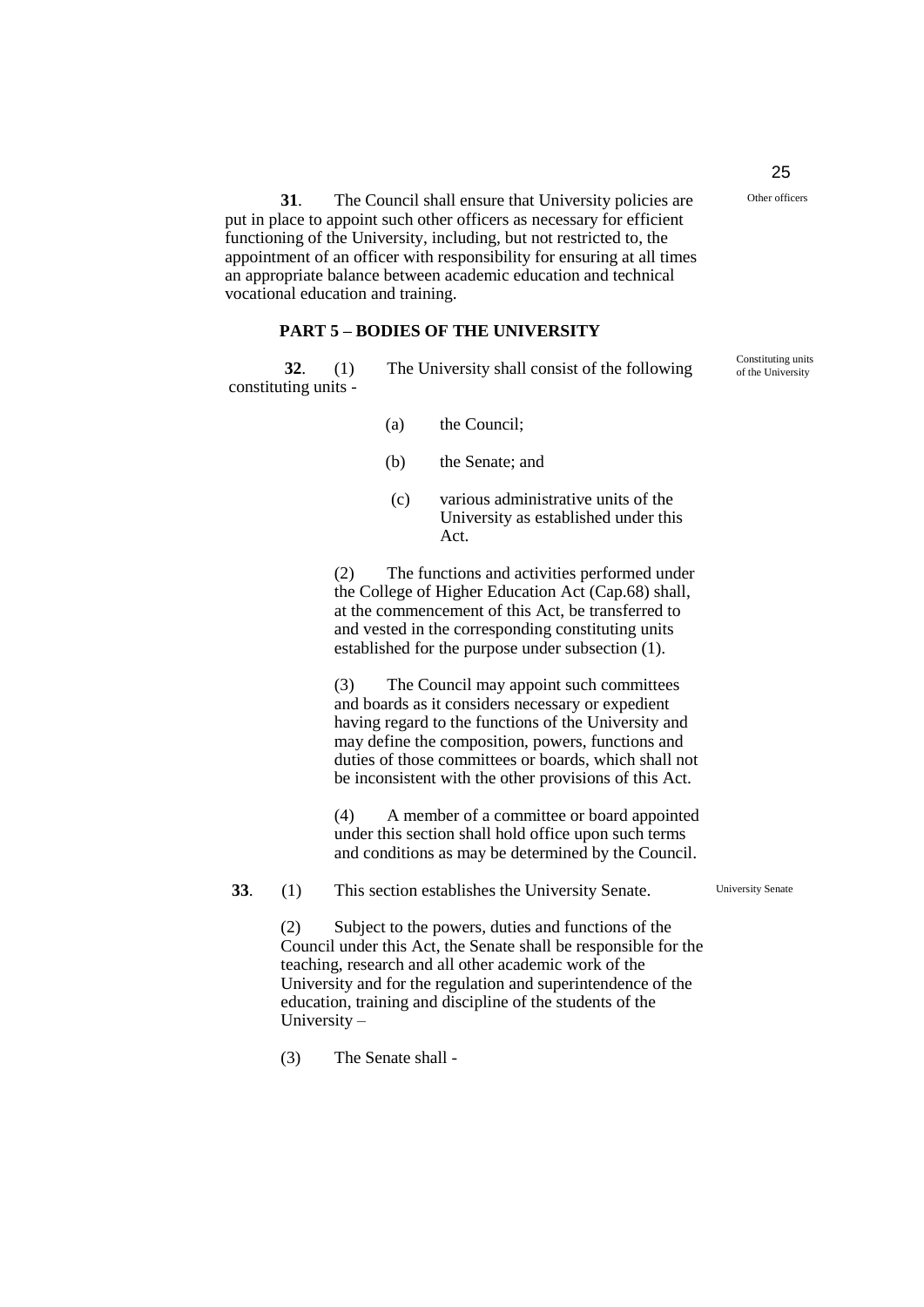**31**. The Council shall ensure that University policies are put in place to appoint such other officers as necessary for efficient functioning of the University, including, but not restricted to, the appointment of an officer with responsibility for ensuring at all times an appropriate balance between academic education and technical vocational education and training.

Other officers

## PART 5 – BODIES OF THE UNIVERSITY

**32**. (1) The University shall consist of the following constituting units -

Constituting units of the University

(a) the Council;

(b) the Senate; and

(c) various administrative units of the University as established under this Act.

(2) The functions and activities performed under the College of Higher Education Act (Cap.68) shall, at the commencement of this Act, be transferred to and vested in the corresponding constituting units established for the purpose under subsection (1).

(3) The Council may appoint such committees and boards as it considers necessary or expedient having regard to the functions of the University and may define the composition, powers, functions and duties of those committees or boards, which shall not be inconsistent with the other provisions of this Act.

(4) A member of a committee or board appointed under this section shall hold office upon such terms and conditions as may be determined by the Council.

**33**. (1) This section establishes the University Senate.

University Senate

(2) Subject to the powers, duties and functions of the Council under this Act, the Senate shall be responsible for the teaching, research and all other academic work of the University and for the regulation and superintendence of the education, training and discipline of the students of the University –

(3) The Senate shall -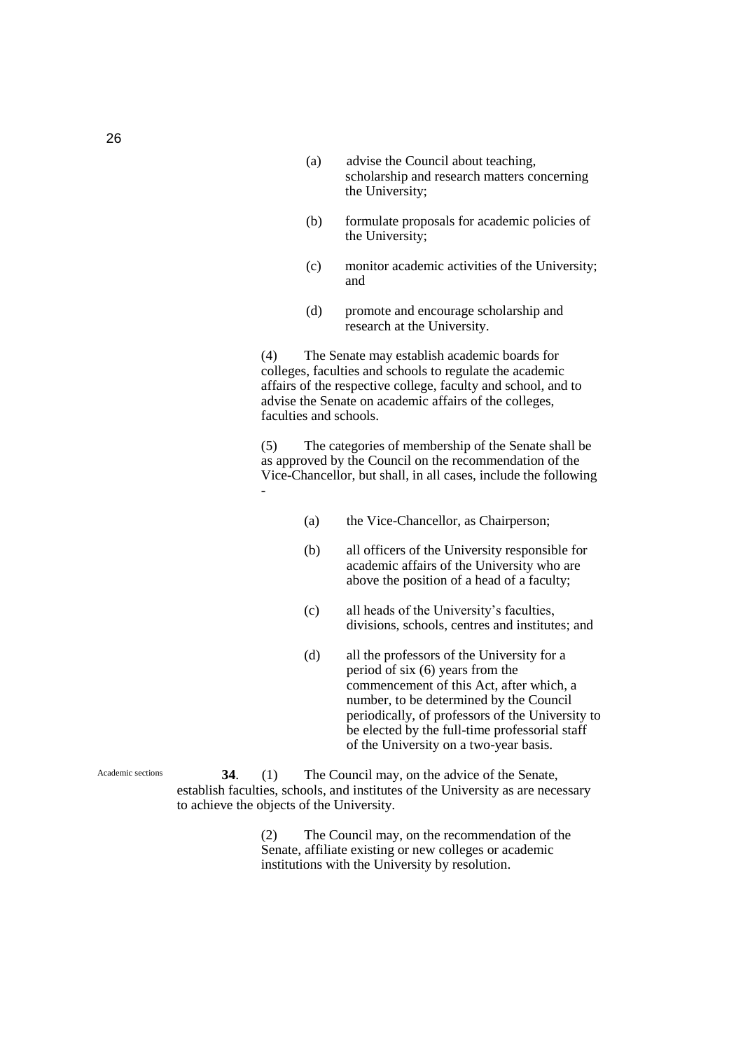(a) advise the Council about teaching, scholarship and research matters concerning the University;

(b) formulate proposals for academic policies of the University;

(c) monitor academic activities of the University; and

(d) promote and encourage scholarship and research at the University.

(4) The Senate may establish academic boards for colleges, faculties and schools to regulate the academic affairs of the respective college, faculty and school, and to advise the Senate on academic affairs of the colleges, faculties and schools.

(5) The categories of membership of the Senate shall be as approved by the Council on the recommendation of the Vice-Chancellor, but shall, in all cases, include the following -

(a) the Vice-Chancellor, as Chairperson;

(b) all officers of the University responsible for academic affairs of the University who are above the position of a head of a faculty;

(c) all heads of the University's faculties, divisions, schools, centres and institutes; and

(d) all the professors of the University for a period of six (6) years from the commencement of this Act, after which, a number, to be determined by the Council periodically, of professors of the University to be elected by the full-time professorial staff of the University on a two-year basis.

Academic sections

**34**. (1) The Council may, on the advice of the Senate, establish faculties, schools, and institutes of the University as are necessary to achieve the objects of the University.

(2) The Council may, on the recommendation of the Senate, affiliate existing or new colleges or academic institutions with the University by resolution.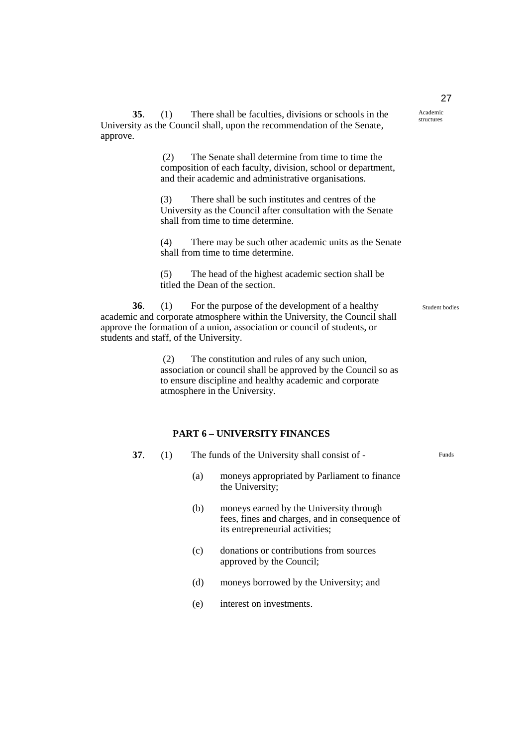Academic structures

**35**. (1) There shall be faculties, divisions or schools in the University as the Council shall, upon the recommendation of the Senate, approve.

(2) The Senate shall determine from time to time the composition of each faculty, division, school or department, and their academic and administrative organisations.

(3) There shall be such institutes and centres of the University as the Council after consultation with the Senate shall from time to time determine.

(4) There may be such other academic units as the Senate shall from time to time determine.

(5) The head of the highest academic section shall be titled the Dean of the section.

Student bodies

**36**. (1) For the purpose of the development of a healthy academic and corporate atmosphere within the University, the Council shall approve the formation of a union, association or council of students, or students and staff, of the University.

(2) The constitution and rules of any such union, association or council shall be approved by the Council so as to ensure discipline and healthy academic and corporate atmosphere in the University.

## PART 6 – UNIVERSITY FINANCES

Funds

**37**. (1) The funds of the University shall consist of -

(a) moneys appropriated by Parliament to finance the University;

(b) moneys earned by the University through fees, fines and charges, and in consequence of its entrepreneurial activities;

(c) donations or contributions from sources approved by the Council;

(d) moneys borrowed by the University; and

(e) interest on investments.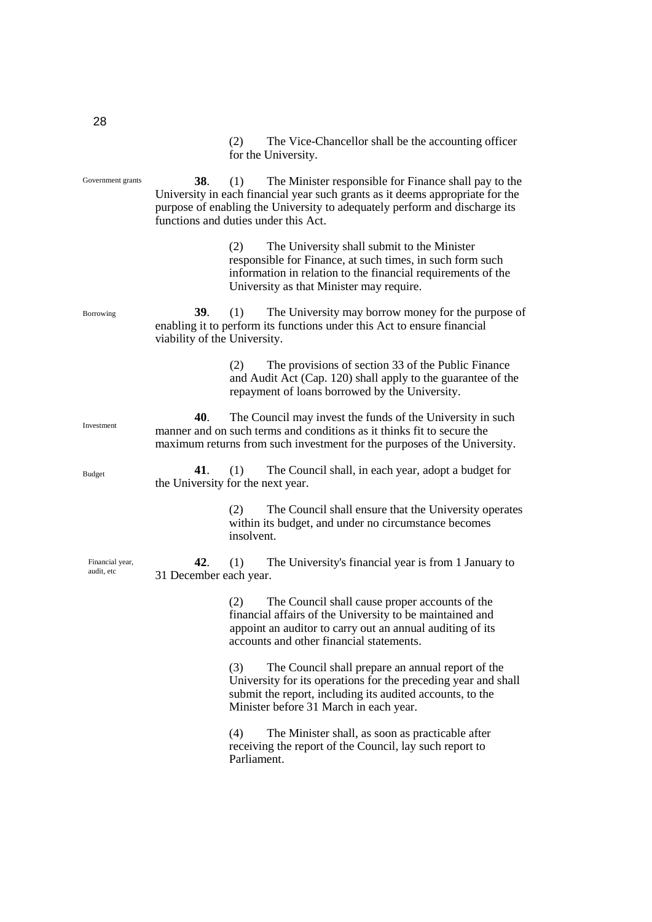(2) The Vice-Chancellor shall be the accounting officer for the University.

Government grants

**38**. (1) The Minister responsible for Finance shall pay to the University in each financial year such grants as it deems appropriate for the purpose of enabling the University to adequately perform and discharge its functions and duties under this Act.

(2) The University shall submit to the Minister responsible for Finance, at such times, in such form such information in relation to the financial requirements of the University as that Minister may require.

Borrowing

**39**. (1) The University may borrow money for the purpose of enabling it to perform its functions under this Act to ensure financial viability of the University.

(2) The provisions of section 33 of the Public Finance and Audit Act (Cap. 120) shall apply to the guarantee of the repayment of loans borrowed by the University.

Investment

**40**. The Council may invest the funds of the University in such manner and on such terms and conditions as it thinks fit to secure the maximum returns from such investment for the purposes of the University.

Budget

**41**. (1) The Council shall, in each year, adopt a budget for the University for the next year.

(2) The Council shall ensure that the University operates within its budget, and under no circumstance becomes insolvent.

Financial year, audit, etc

**42**. (1) The University's financial year is from 1 January to 31 December each year.

(2) The Council shall cause proper accounts of the financial affairs of the University to be maintained and appoint an auditor to carry out an annual auditing of its accounts and other financial statements.

(3) The Council shall prepare an annual report of the University for its operations for the preceding year and shall submit the report, including its audited accounts, to the Minister before 31 March in each year.

(4) The Minister shall, as soon as practicable after receiving the report of the Council, lay such report to Parliament.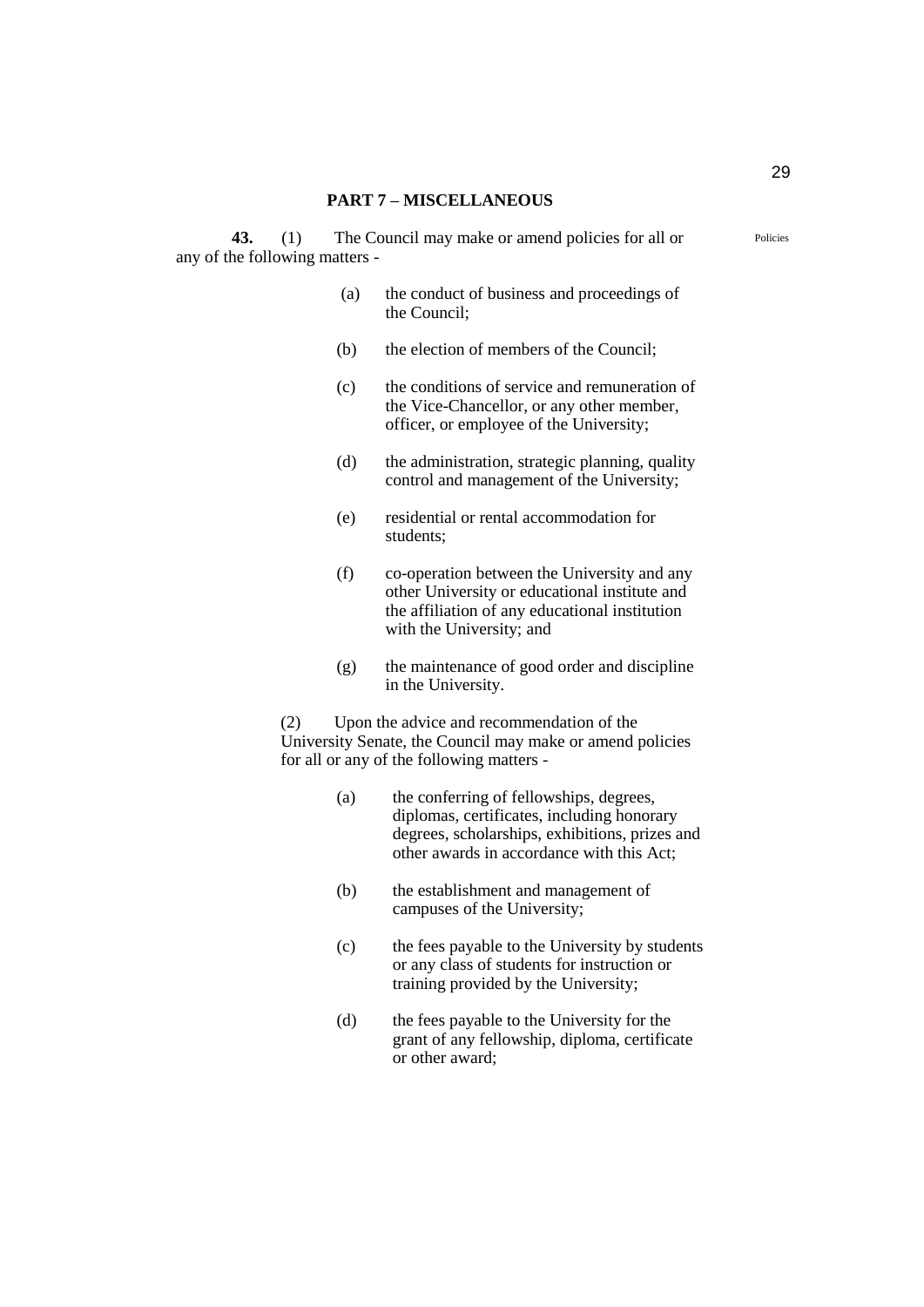## PART 7 – MISCELLANEOUS

**43.** (1) The Council may make or amend policies for all or any of the following matters -

Policies

(a) the conduct of business and proceedings of the Council;

(b) the election of members of the Council;

(c) the conditions of service and remuneration of the Vice-Chancellor, or any other member, officer, or employee of the University;

(d) the administration, strategic planning, quality control and management of the University;

(e) residential or rental accommodation for students;

(f) co-operation between the University and any other University or educational institute and the affiliation of any educational institution with the University; and

(g) the maintenance of good order and discipline in the University.

(2) Upon the advice and recommendation of the University Senate, the Council may make or amend policies for all or any of the following matters -

(a) the conferring of fellowships, degrees, diplomas, certificates, including honorary degrees, scholarships, exhibitions, prizes and other awards in accordance with this Act;

(b) the establishment and management of campuses of the University;

(c) the fees payable to the University by students or any class of students for instruction or training provided by the University;

(d) the fees payable to the University for the grant of any fellowship, diploma, certificate or other award;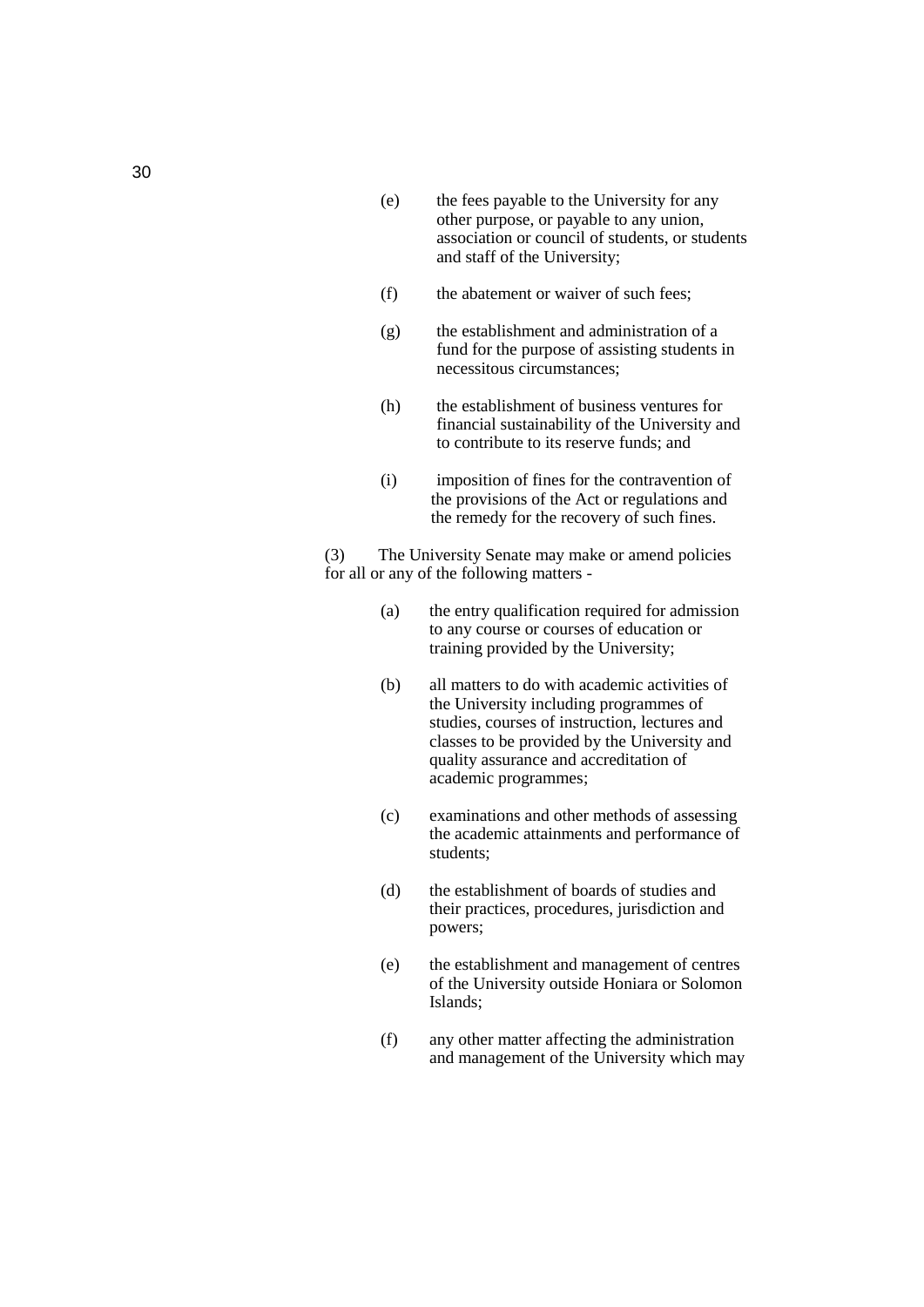(e) the fees payable to the University for any other purpose, or payable to any union, association or council of students, or students and staff of the University;

(f) the abatement or waiver of such fees;

(g) the establishment and administration of a fund for the purpose of assisting students in necessitous circumstances;

(h) the establishment of business ventures for financial sustainability of the University and to contribute to its reserve funds; and

(i) imposition of fines for the contravention of the provisions of the Act or regulations and the remedy for the recovery of such fines.

(3) The University Senate may make or amend policies for all or any of the following matters -

(a) the entry qualification required for admission to any course or courses of education or training provided by the University;

(b) all matters to do with academic activities of the University including programmes of studies, courses of instruction, lectures and classes to be provided by the University and quality assurance and accreditation of academic programmes;

(c) examinations and other methods of assessing the academic attainments and performance of students;

(d) the establishment of boards of studies and their practices, procedures, jurisdiction and powers;

(e) the establishment and management of centres of the University outside Honiara or Solomon Islands;

(f) any other matter affecting the administration and management of the University which may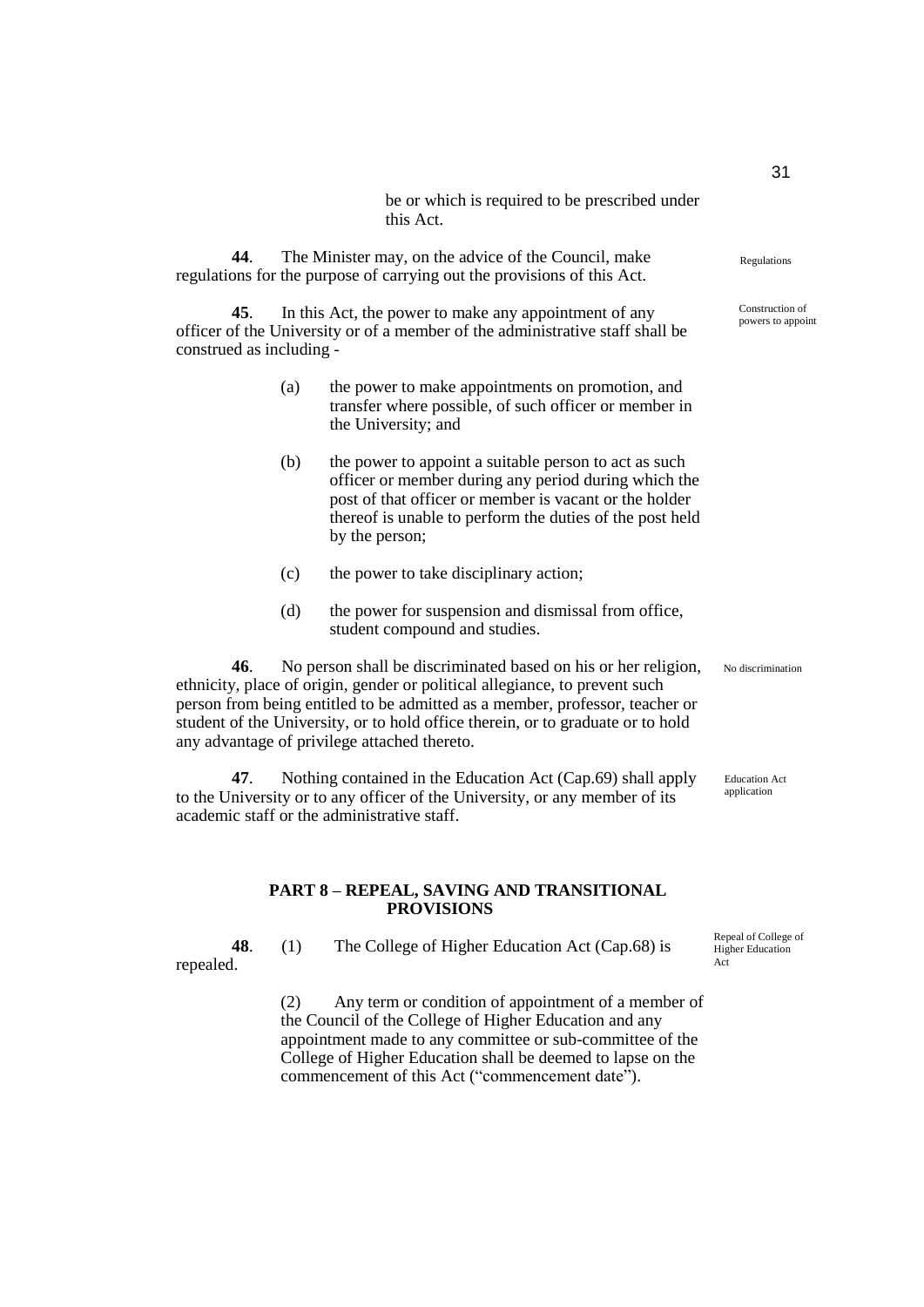be or which is required to be prescribed under this Act.

**44**. The Minister may, on the advice of the Council, make regulations for the purpose of carrying out the provisions of this Act.

Regulations

**45**. In this Act, the power to make any appointment of any officer of the University or of a member of the administrative staff shall be construed as including -

Construction of powers to appoint

(a) the power to make appointments on promotion, and transfer where possible, of such officer or member in the University; and

(b) the power to appoint a suitable person to act as such officer or member during any period during which the post of that officer or member is vacant or the holder thereof is unable to perform the duties of the post held by the person;

(c) the power to take disciplinary action;

(d) the power for suspension and dismissal from office, student compound and studies.

**46**. No person shall be discriminated based on his or her religion, ethnicity, place of origin, gender or political allegiance, to prevent such person from being entitled to be admitted as a member, professor, teacher or student of the University, or to hold office therein, or to graduate or to hold any advantage of privilege attached thereto.

No discrimination

**47**. Nothing contained in the Education Act (Cap.69) shall apply to the University or to any officer of the University, or any member of its academic staff or the administrative staff.

Education Act application

## PART 8 – REPEAL, SAVING AND TRANSITIONAL PROVISIONS

**48**. (1) The College of Higher Education Act (Cap.68) is repealed.

Repeal of College of Higher Education Act

(2) Any term or condition of appointment of a member of the Council of the College of Higher Education and any appointment made to any committee or sub-committee of the College of Higher Education shall be deemed to lapse on the commencement of this Act ("commencement date").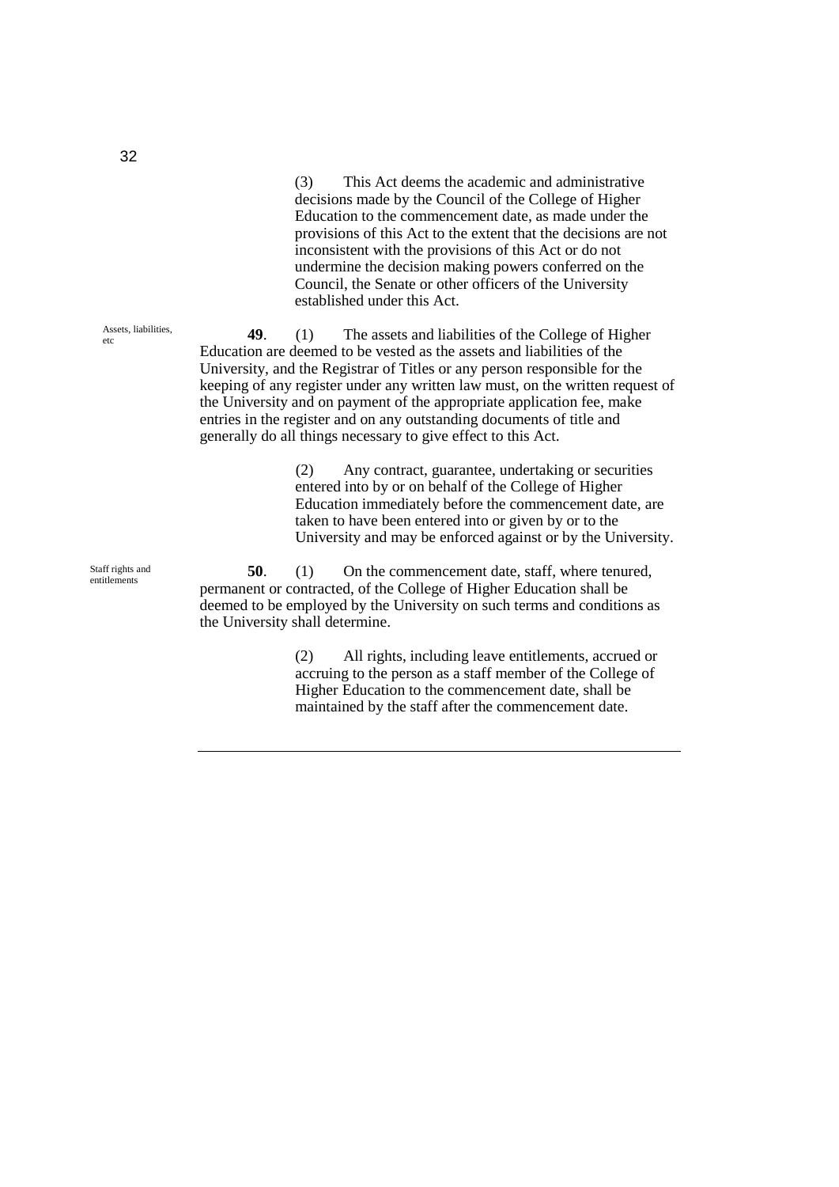(3) This Act deems the academic and administrative decisions made by the Council of the College of Higher Education to the commencement date, as made under the provisions of this Act to the extent that the decisions are not inconsistent with the provisions of this Act or do not undermine the decision making powers conferred on the Council, the Senate or other officers of the University established under this Act.

Assets, liabilities, etc

**49**. (1) The assets and liabilities of the College of Higher Education are deemed to be vested as the assets and liabilities of the University, and the Registrar of Titles or any person responsible for the keeping of any register under any written law must, on the written request of the University and on payment of the appropriate application fee, make entries in the register and on any outstanding documents of title and generally do all things necessary to give effect to this Act.

(2) Any contract, guarantee, undertaking or securities entered into by or on behalf of the College of Higher Education immediately before the commencement date, are taken to have been entered into or given by or to the University and may be enforced against or by the University.

Staff rights and entitlements

**50**. (1) On the commencement date, staff, where tenured, permanent or contracted, of the College of Higher Education shall be deemed to be employed by the University on such terms and conditions as the University shall determine.

(2) All rights, including leave entitlements, accrued or accruing to the person as a staff member of the College of Higher Education to the commencement date, shall be maintained by the staff after the commencement date.

---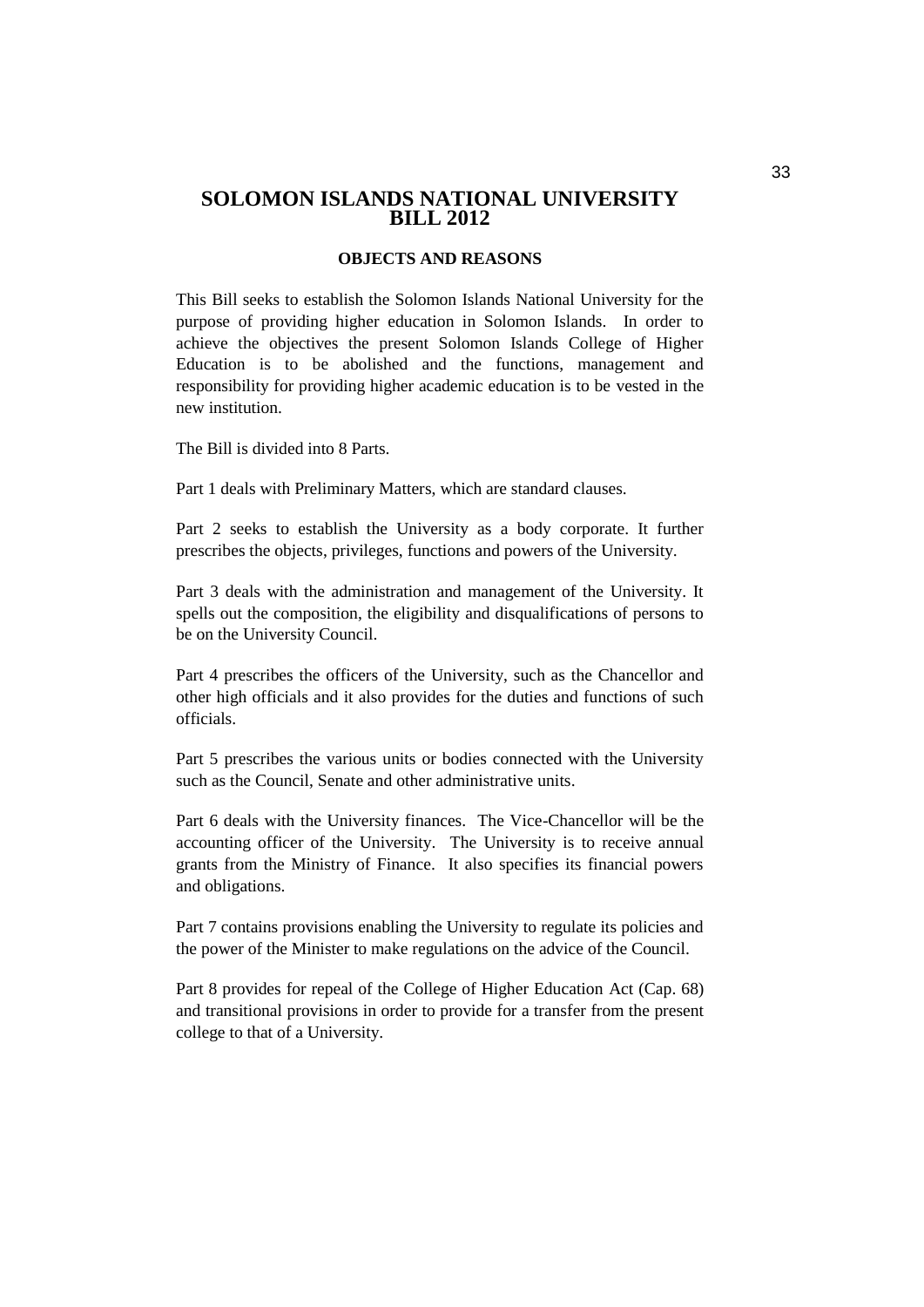# SOLOMON ISLANDS NATIONAL UNIVERSITY BILL 2012

## OBJECTS AND REASONS

This Bill seeks to establish the Solomon Islands National University for the purpose of providing higher education in Solomon Islands. In order to achieve the objectives the present Solomon Islands College of Higher Education is to be abolished and the functions, management and responsibility for providing higher academic education is to be vested in the new institution.

The Bill is divided into 8 Parts.

Part 1 deals with Preliminary Matters, which are standard clauses.

Part 2 seeks to establish the University as a body corporate. It further prescribes the objects, privileges, functions and powers of the University.

Part 3 deals with the administration and management of the University. It spells out the composition, the eligibility and disqualifications of persons to be on the University Council.

Part 4 prescribes the officers of the University, such as the Chancellor and other high officials and it also provides for the duties and functions of such officials.

Part 5 prescribes the various units or bodies connected with the University such as the Council, Senate and other administrative units.

Part 6 deals with the University finances. The Vice-Chancellor will be the accounting officer of the University. The University is to receive annual grants from the Ministry of Finance. It also specifies its financial powers and obligations.

Part 7 contains provisions enabling the University to regulate its policies and the power of the Minister to make regulations on the advice of the Council.

Part 8 provides for repeal of the College of Higher Education Act (Cap. 68) and transitional provisions in order to provide for a transfer from the present college to that of a University.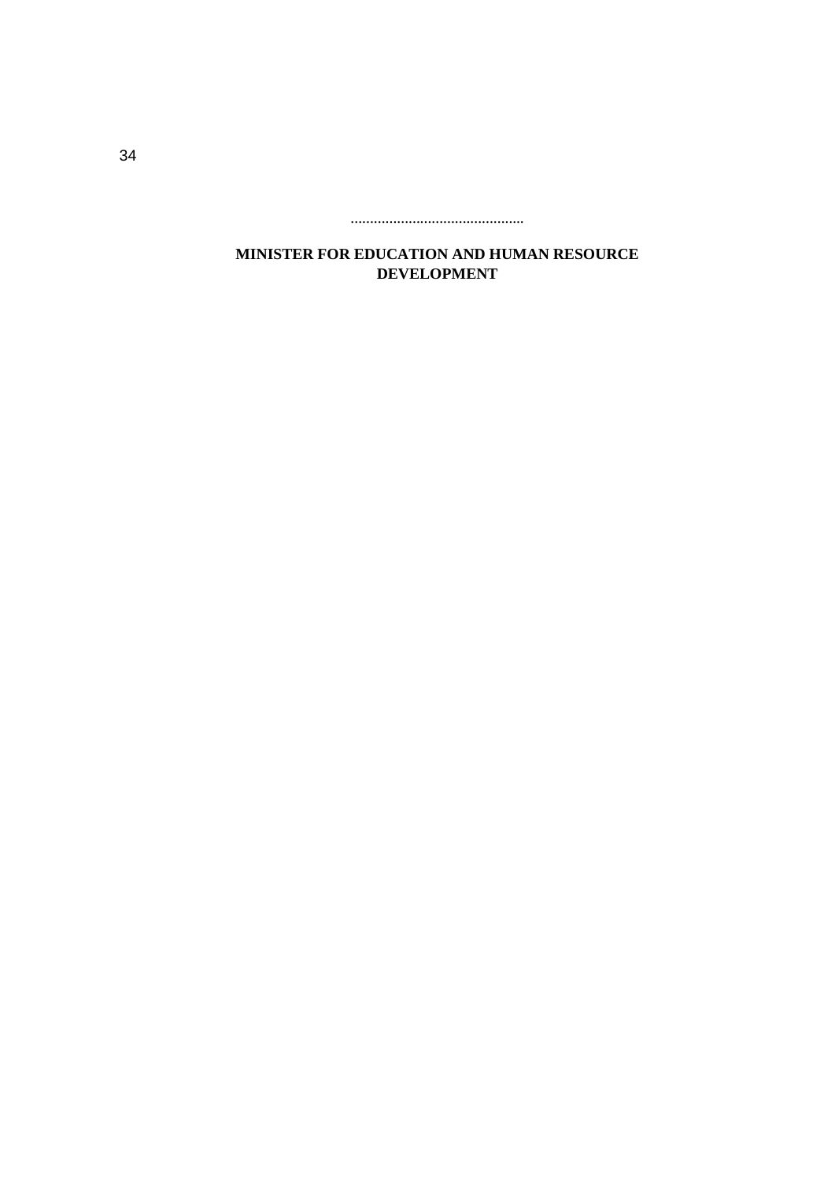.............................................

**MINISTER FOR EDUCATION AND HUMAN RESOURCE DEVELOPMENT**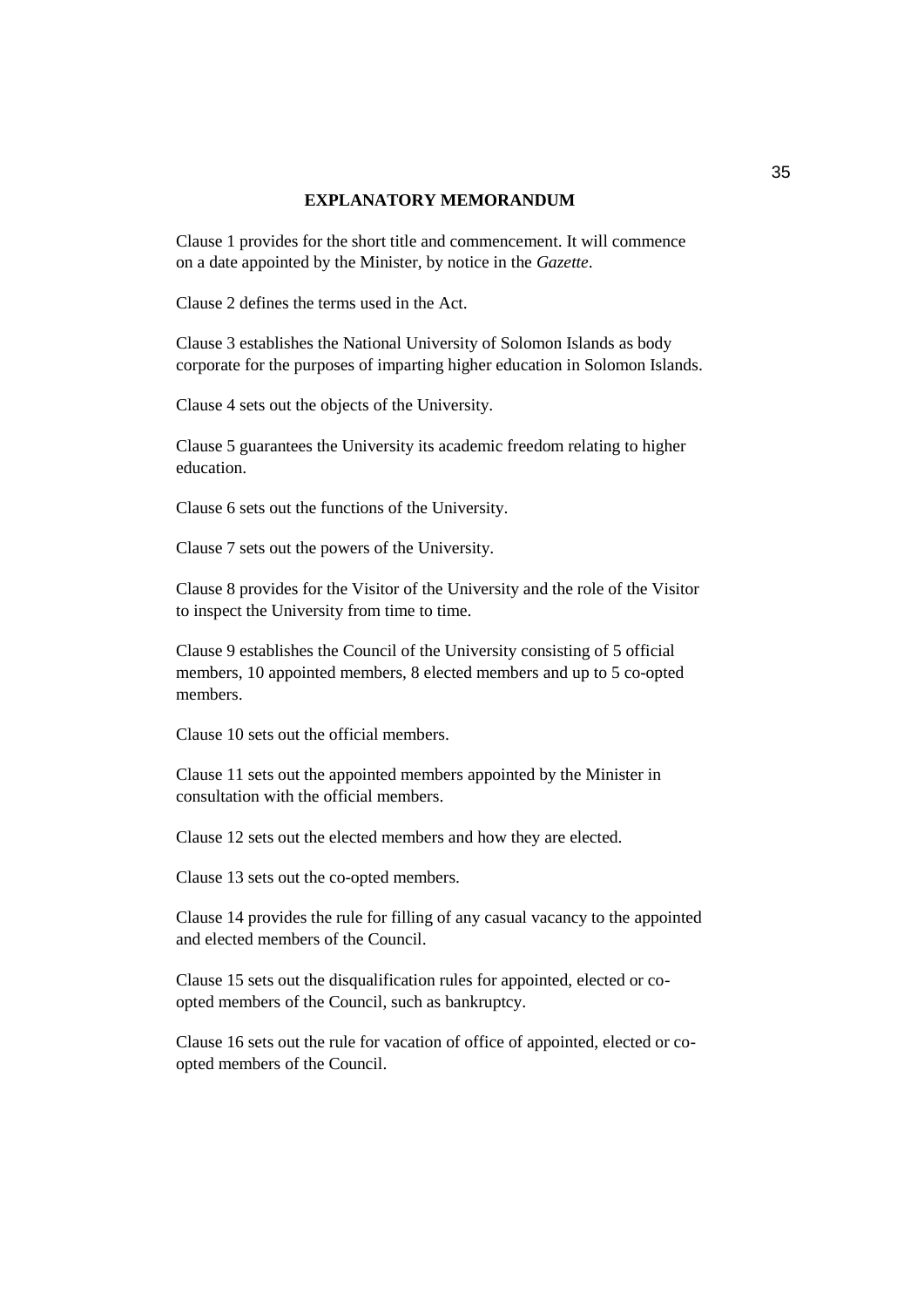## EXPLANATORY MEMORANDUM

Clause 1 provides for the short title and commencement. It will commence on a date appointed by the Minister, by notice in the *Gazette*.

Clause 2 defines the terms used in the Act.

Clause 3 establishes the National University of Solomon Islands as body corporate for the purposes of imparting higher education in Solomon Islands.

Clause 4 sets out the objects of the University.

Clause 5 guarantees the University its academic freedom relating to higher education.

Clause 6 sets out the functions of the University.

Clause 7 sets out the powers of the University.

Clause 8 provides for the Visitor of the University and the role of the Visitor to inspect the University from time to time.

Clause 9 establishes the Council of the University consisting of 5 official members, 10 appointed members, 8 elected members and up to 5 co-opted members.

Clause 10 sets out the official members.

Clause 11 sets out the appointed members appointed by the Minister in consultation with the official members.

Clause 12 sets out the elected members and how they are elected.

Clause 13 sets out the co-opted members.

Clause 14 provides the rule for filling of any casual vacancy to the appointed and elected members of the Council.

Clause 15 sets out the disqualification rules for appointed, elected or co-opted members of the Council, such as bankruptcy.

Clause 16 sets out the rule for vacation of office of appointed, elected or co-opted members of the Council.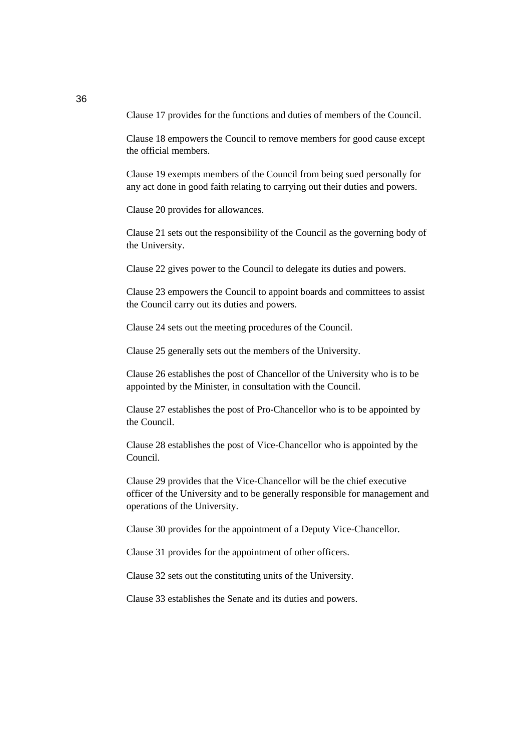Clause 17 provides for the functions and duties of members of the Council.

Clause 18 empowers the Council to remove members for good cause except the official members.

Clause 19 exempts members of the Council from being sued personally for any act done in good faith relating to carrying out their duties and powers.

Clause 20 provides for allowances.

Clause 21 sets out the responsibility of the Council as the governing body of the University.

Clause 22 gives power to the Council to delegate its duties and powers.

Clause 23 empowers the Council to appoint boards and committees to assist the Council carry out its duties and powers.

Clause 24 sets out the meeting procedures of the Council.

Clause 25 generally sets out the members of the University.

Clause 26 establishes the post of Chancellor of the University who is to be appointed by the Minister, in consultation with the Council.

Clause 27 establishes the post of Pro-Chancellor who is to be appointed by the Council.

Clause 28 establishes the post of Vice-Chancellor who is appointed by the Council.

Clause 29 provides that the Vice-Chancellor will be the chief executive officer of the University and to be generally responsible for management and operations of the University.

Clause 30 provides for the appointment of a Deputy Vice-Chancellor.

Clause 31 provides for the appointment of other officers.

Clause 32 sets out the constituting units of the University.

Clause 33 establishes the Senate and its duties and powers.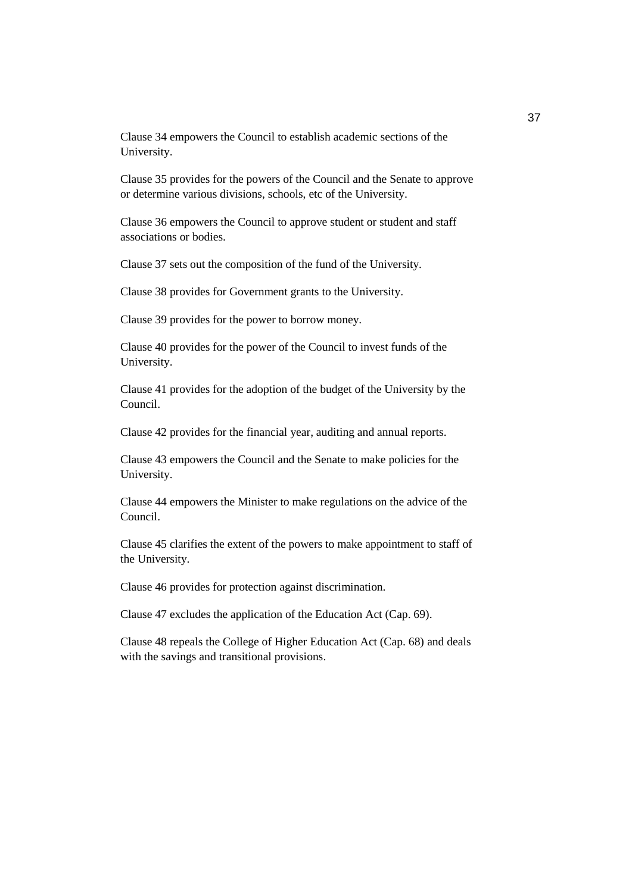Clause 34 empowers the Council to establish academic sections of the University.

Clause 35 provides for the powers of the Council and the Senate to approve or determine various divisions, schools, etc of the University.

Clause 36 empowers the Council to approve student or student and staff associations or bodies.

Clause 37 sets out the composition of the fund of the University.

Clause 38 provides for Government grants to the University.

Clause 39 provides for the power to borrow money.

Clause 40 provides for the power of the Council to invest funds of the University.

Clause 41 provides for the adoption of the budget of the University by the Council.

Clause 42 provides for the financial year, auditing and annual reports.

Clause 43 empowers the Council and the Senate to make policies for the University.

Clause 44 empowers the Minister to make regulations on the advice of the Council.

Clause 45 clarifies the extent of the powers to make appointment to staff of the University.

Clause 46 provides for protection against discrimination.

Clause 47 excludes the application of the Education Act (Cap. 69).

Clause 48 repeals the College of Higher Education Act (Cap. 68) and deals with the savings and transitional provisions.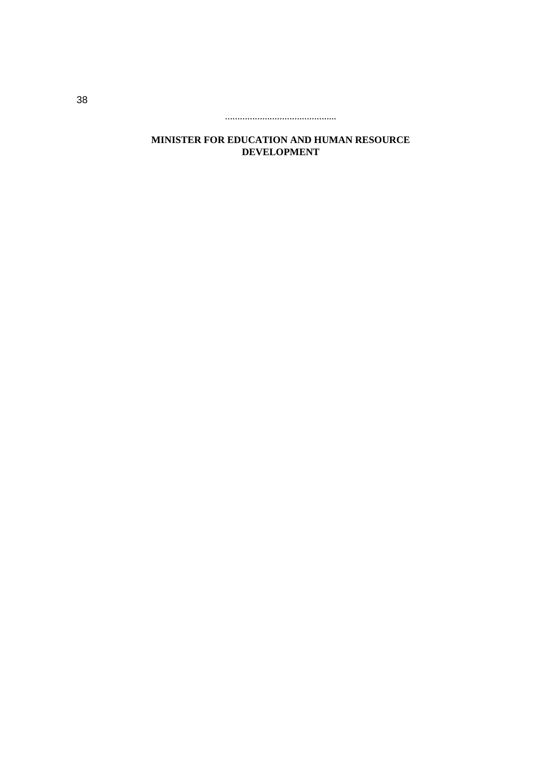............................................

**MINISTER FOR EDUCATION AND HUMAN RESOURCE DEVELOPMENT**